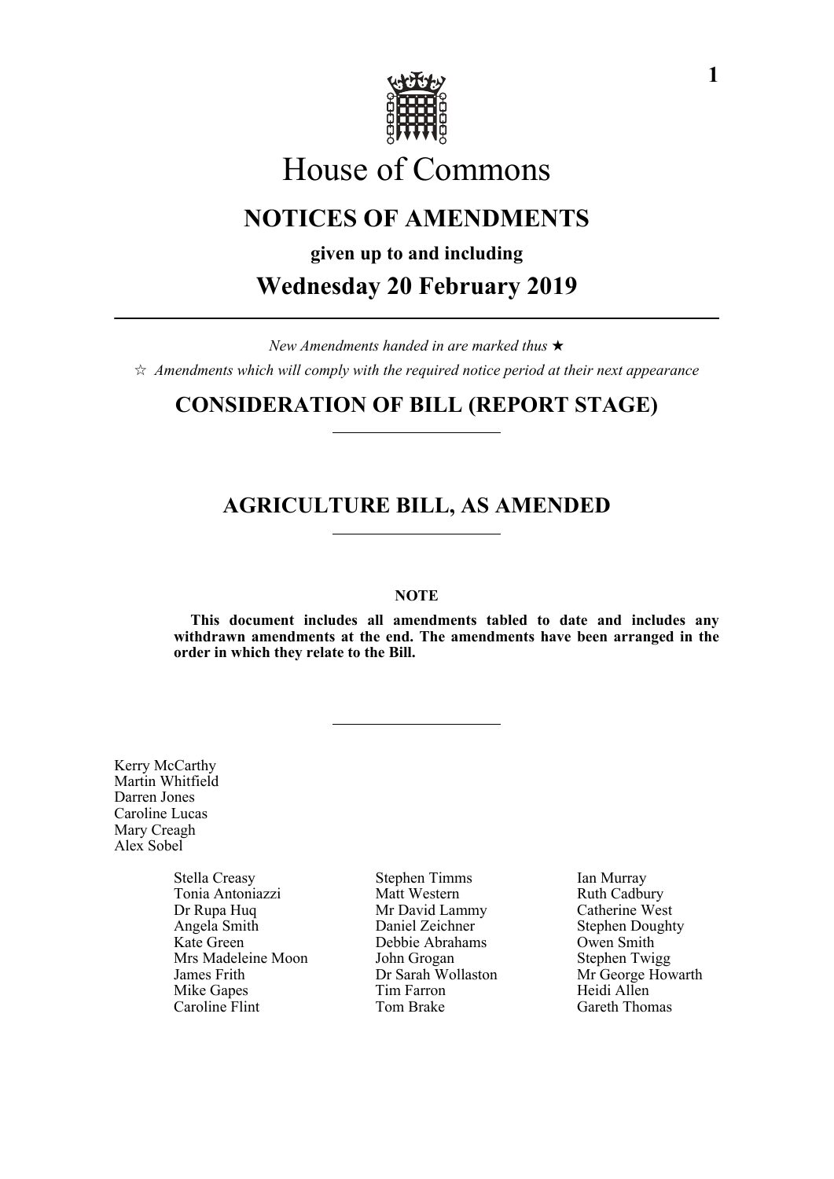# House of Commons

## NOTICES OF AMENDMENTS

**given up to and including**

## Wednesday 20 February 2019

*New Amendments handed in are marked thus ★*

☆ *Amendments which will comply with the required notice period at their next appearance*

## CONSIDERATION OF BILL (REPORT STAGE)

## AGRICULTURE BILL, AS AMENDED

**NOTE**

**This document includes all amendments tabled to date and includes any withdrawn amendments at the end. The amendments have been arranged in the order in which they relate to the Bill.**

Kerry McCarthy
Martin Whitfield
Darren Jones
Caroline Lucas
Mary Creagh
Alex Sobel

Stella Creasy
Tonia Antoniazzi
Dr Rupa Huq
Angela Smith
Kate Green
Mrs Madeleine Moon
James Frith
Mike Gapes
Caroline Flint
Stephen Timms
Matt Western
Mr David Lammy
Daniel Zeichner
Debbie Abrahams
John Grogan
Dr Sarah Wollaston
Tim Farron
Tom Brake
Ian Murray
Ruth Cadbury
Catherine West
Stephen Doughty
Owen Smith
Stephen Twigg
Mr George Howarth
Heidi Allen
Gareth Thomas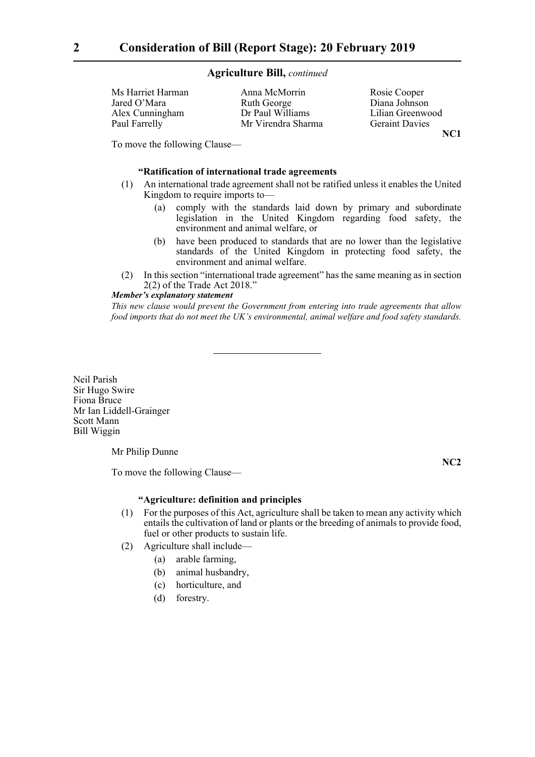Ms Harriet Harman
Anna McMorrin
Rosie Cooper
Jared O'Mara
Ruth George
Diana Johnson
Alex Cunningham
Dr Paul Williams
Lilian Greenwood
Paul Farrelly
Mr Virendra Sharma
Geraint Davies

**NC1**

To move the following Clause—

**"Ratification of international trade agreements**

(1) An international trade agreement shall not be ratified unless it enables the United Kingdom to require imports to—

(a) comply with the standards laid down by primary and subordinate legislation in the United Kingdom regarding food safety, the environment and animal welfare, or

(b) have been produced to standards that are no lower than the legislative standards of the United Kingdom in protecting food safety, the environment and animal welfare.

(2) In this section "international trade agreement" has the same meaning as in section 2(2) of the Trade Act 2018."

***Member's explanatory statement***

*This new clause would prevent the Government from entering into trade agreements that allow food imports that do not meet the UK's environmental, animal welfare and food safety standards.*

---

Neil Parish
Sir Hugo Swire
Fiona Bruce
Mr Ian Liddell-Grainger
Scott Mann
Bill Wiggin

Mr Philip Dunne

**NC2**

To move the following Clause—

**"Agriculture: definition and principles**

(1) For the purposes of this Act, agriculture shall be taken to mean any activity which entails the cultivation of land or plants or the breeding of animals to provide food, fuel or other products to sustain life.

(2) Agriculture shall include—

(a) arable farming,

(b) animal husbandry,

(c) horticulture, and

(d) forestry.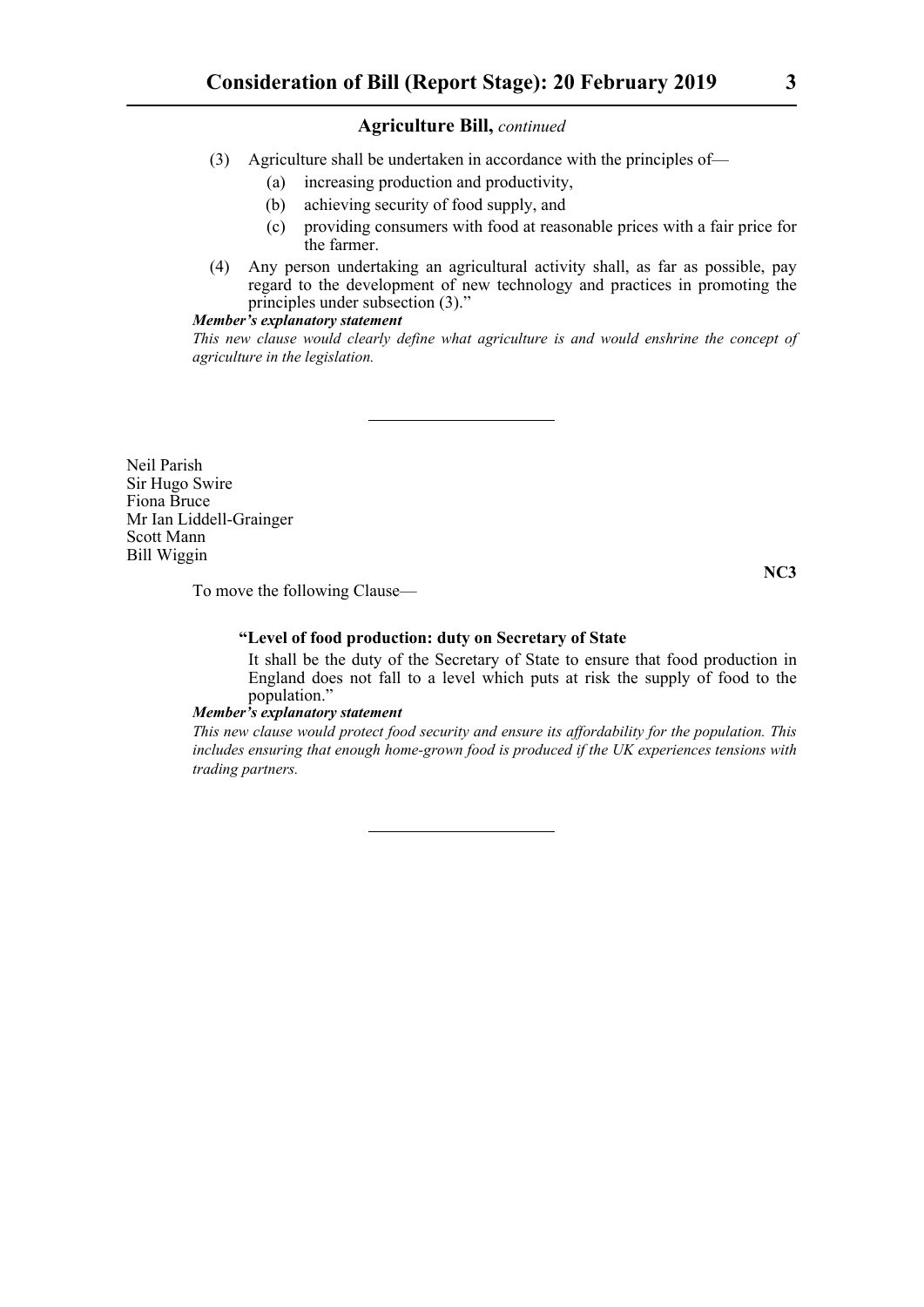(3) Agriculture shall be undertaken in accordance with the principles of—

  (a) increasing production and productivity,

  (b) achieving security of food supply, and

  (c) providing consumers with food at reasonable prices with a fair price for the farmer.

(4) Any person undertaking an agricultural activity shall, as far as possible, pay regard to the development of new technology and practices in promoting the principles under subsection (3).”

***Member's explanatory statement***

*This new clause would clearly define what agriculture is and would enshrine the concept of agriculture in the legislation.*

---

Neil Parish
Sir Hugo Swire
Fiona Bruce
Mr Ian Liddell-Grainger
Scott Mann
Bill Wiggin

**NC3**

To move the following Clause—

**“Level of food production: duty on Secretary of State**

It shall be the duty of the Secretary of State to ensure that food production in England does not fall to a level which puts at risk the supply of food to the population.”

***Member's explanatory statement***

*This new clause would protect food security and ensure its affordability for the population. This includes ensuring that enough home-grown food is produced if the UK experiences tensions with trading partners.*

---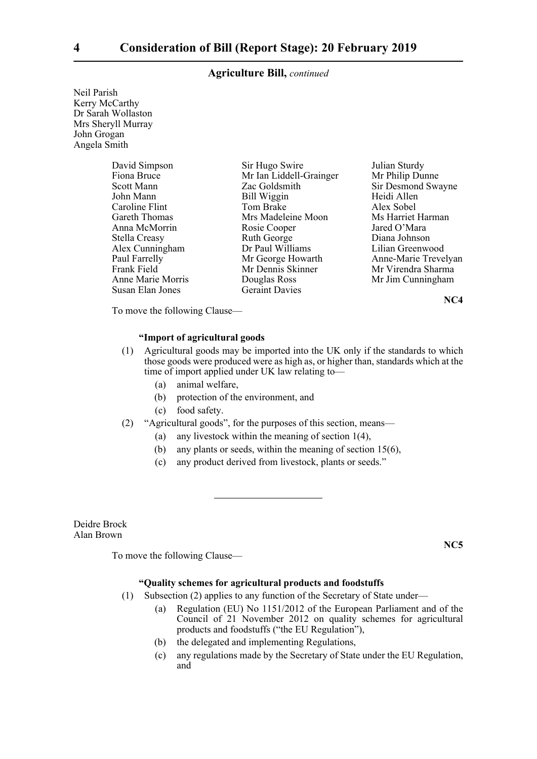**Agriculture Bill,** *continued*

Neil Parish
Kerry McCarthy
Dr Sarah Wollaston
Mrs Sheryll Murray
John Grogan
Angela Smith

David Simpson
Fiona Bruce
Scott Mann
John Mann
Caroline Flint
Gareth Thomas
Anna McMorrin
Stella Creasy
Alex Cunningham
Paul Farrelly
Frank Field
Anne Marie Morris
Susan Elan Jones
Sir Hugo Swire
Mr Ian Liddell-Grainger
Zac Goldsmith
Bill Wiggin
Tom Brake
Mrs Madeleine Moon
Rosie Cooper
Ruth George
Dr Paul Williams
Mr George Howarth
Mr Dennis Skinner
Douglas Ross
Geraint Davies
Julian Sturdy
Mr Philip Dunne
Sir Desmond Swayne
Heidi Allen
Alex Sobel
Ms Harriet Harman
Jared O'Mara
Diana Johnson
Lilian Greenwood
Anne-Marie Trevelyan
Mr Virendra Sharma
Mr Jim Cunningham

**NC4**

To move the following Clause—

**"Import of agricultural goods**

(1) Agricultural goods may be imported into the UK only if the standards to which those goods were produced were as high as, or higher than, standards which at the time of import applied under UK law relating to—

(a) animal welfare,

(b) protection of the environment, and

(c) food safety.

(2) "Agricultural goods", for the purposes of this section, means—

(a) any livestock within the meaning of section 1(4),

(b) any plants or seeds, within the meaning of section 15(6),

(c) any product derived from livestock, plants or seeds."

---

Deidre Brock
Alan Brown

**NC5**

To move the following Clause—

**"Quality schemes for agricultural products and foodstuffs**

(1) Subsection (2) applies to any function of the Secretary of State under—

(a) Regulation (EU) No 1151/2012 of the European Parliament and of the Council of 21 November 2012 on quality schemes for agricultural products and foodstuffs ("the EU Regulation"),

(b) the delegated and implementing Regulations,

(c) any regulations made by the Secretary of State under the EU Regulation, and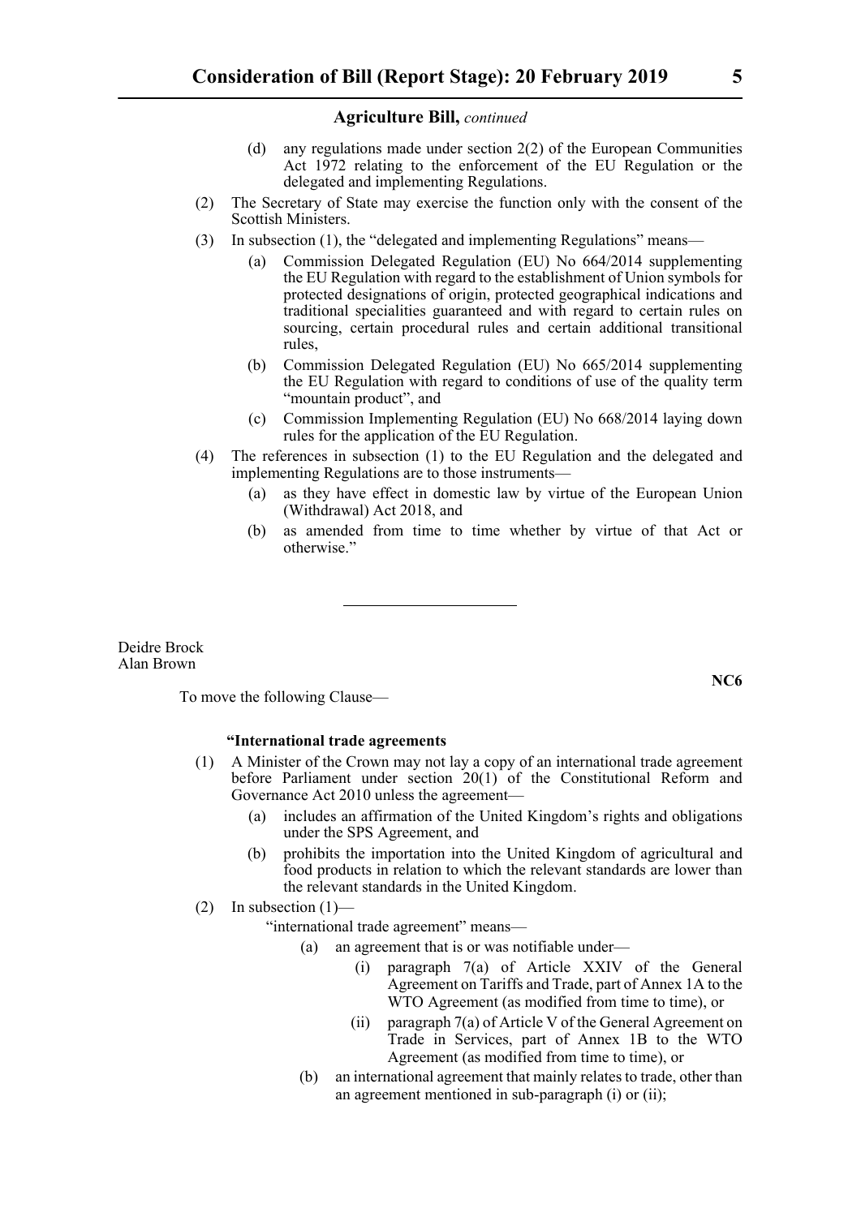(d) any regulations made under section 2(2) of the European Communities Act 1972 relating to the enforcement of the EU Regulation or the delegated and implementing Regulations.

(2) The Secretary of State may exercise the function only with the consent of the Scottish Ministers.

(3) In subsection (1), the "delegated and implementing Regulations" means—

(a) Commission Delegated Regulation (EU) No 664/2014 supplementing the EU Regulation with regard to the establishment of Union symbols for protected designations of origin, protected geographical indications and traditional specialities guaranteed and with regard to certain rules on sourcing, certain procedural rules and certain additional transitional rules,

(b) Commission Delegated Regulation (EU) No 665/2014 supplementing the EU Regulation with regard to conditions of use of the quality term "mountain product", and

(c) Commission Implementing Regulation (EU) No 668/2014 laying down rules for the application of the EU Regulation.

(4) The references in subsection (1) to the EU Regulation and the delegated and implementing Regulations are to those instruments—

(a) as they have effect in domestic law by virtue of the European Union (Withdrawal) Act 2018, and

(b) as amended from time to time whether by virtue of that Act or otherwise."

---

Deidre Brock
Alan Brown

**NC6**

To move the following Clause—

**"International trade agreements**

(1) A Minister of the Crown may not lay a copy of an international trade agreement before Parliament under section 20(1) of the Constitutional Reform and Governance Act 2010 unless the agreement—

(a) includes an affirmation of the United Kingdom's rights and obligations under the SPS Agreement, and

(b) prohibits the importation into the United Kingdom of agricultural and food products in relation to which the relevant standards are lower than the relevant standards in the United Kingdom.

(2) In subsection (1)—

"international trade agreement" means—

(a) an agreement that is or was notifiable under—

(i) paragraph 7(a) of Article XXIV of the General Agreement on Tariffs and Trade, part of Annex 1A to the WTO Agreement (as modified from time to time), or

(ii) paragraph 7(a) of Article V of the General Agreement on Trade in Services, part of Annex 1B to the WTO Agreement (as modified from time to time), or

(b) an international agreement that mainly relates to trade, other than an agreement mentioned in sub-paragraph (i) or (ii);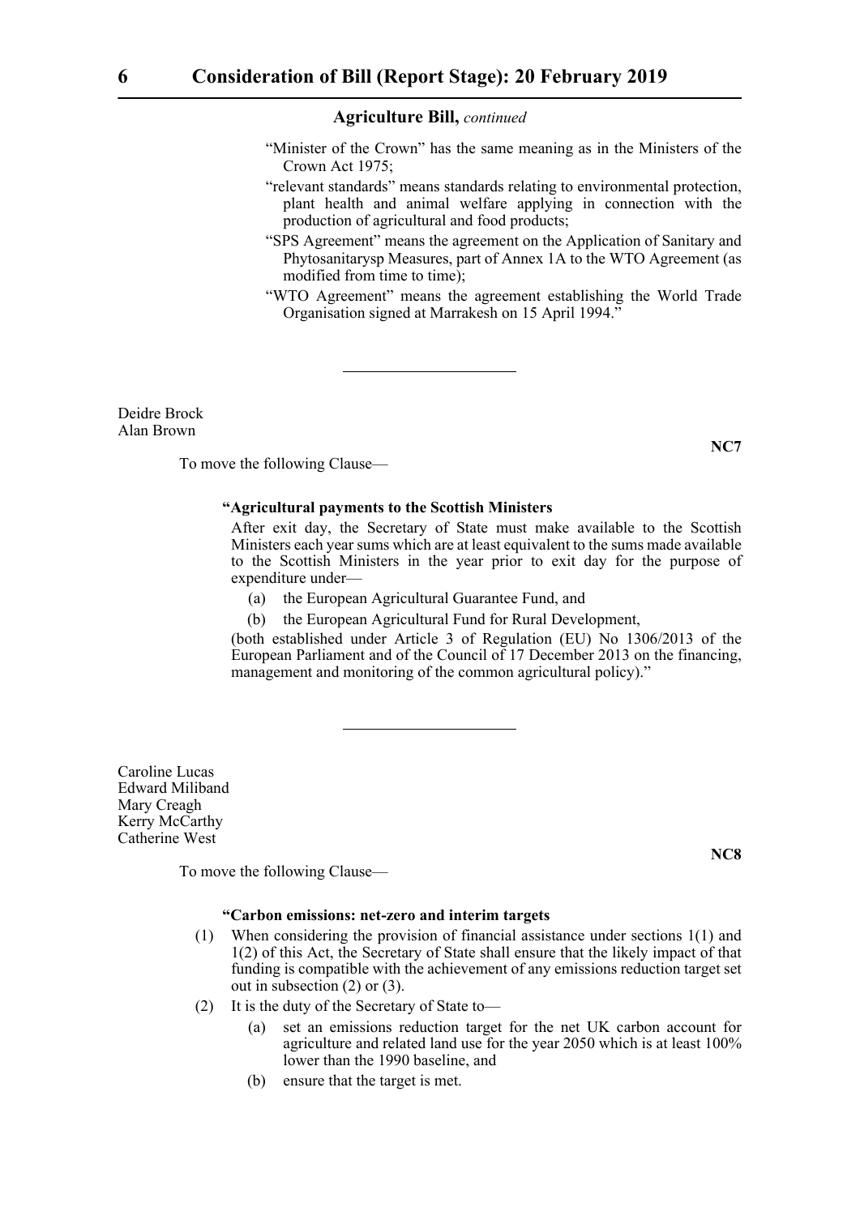"Minister of the Crown" has the same meaning as in the Ministers of the Crown Act 1975;

"relevant standards" means standards relating to environmental protection, plant health and animal welfare applying in connection with the production of agricultural and food products;

"SPS Agreement" means the agreement on the Application of Sanitary and Phytosanitarysp Measures, part of Annex 1A to the WTO Agreement (as modified from time to time);

"WTO Agreement" means the agreement establishing the World Trade Organisation signed at Marrakesh on 15 April 1994."

---

Deidre Brock
Alan Brown

**NC7**

To move the following Clause—

**"Agricultural payments to the Scottish Ministers**

After exit day, the Secretary of State must make available to the Scottish Ministers each year sums which are at least equivalent to the sums made available to the Scottish Ministers in the year prior to exit day for the purpose of expenditure under—

(a) the European Agricultural Guarantee Fund, and

(b) the European Agricultural Fund for Rural Development,

(both established under Article 3 of Regulation (EU) No 1306/2013 of the European Parliament and of the Council of 17 December 2013 on the financing, management and monitoring of the common agricultural policy)."

---

Caroline Lucas
Edward Miliband
Mary Creagh
Kerry McCarthy
Catherine West

**NC8**

To move the following Clause—

**"Carbon emissions: net-zero and interim targets**

(1) When considering the provision of financial assistance under sections 1(1) and 1(2) of this Act, the Secretary of State shall ensure that the likely impact of that funding is compatible with the achievement of any emissions reduction target set out in subsection (2) or (3).

(2) It is the duty of the Secretary of State to—

(a) set an emissions reduction target for the net UK carbon account for agriculture and related land use for the year 2050 which is at least 100% lower than the 1990 baseline, and

(b) ensure that the target is met.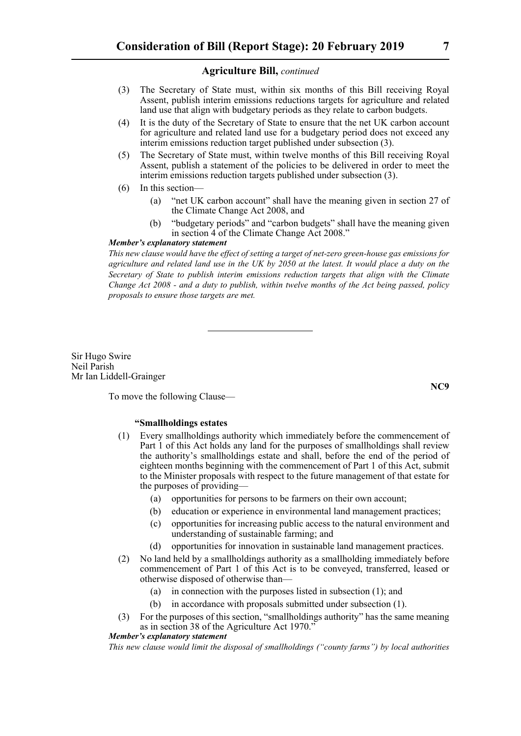**Agriculture Bill,** *continued*

(3) The Secretary of State must, within six months of this Bill receiving Royal Assent, publish interim emissions reductions targets for agriculture and related land use that align with budgetary periods as they relate to carbon budgets.

(4) It is the duty of the Secretary of State to ensure that the net UK carbon account for agriculture and related land use for a budgetary period does not exceed any interim emissions reduction target published under subsection (3).

(5) The Secretary of State must, within twelve months of this Bill receiving Royal Assent, publish a statement of the policies to be delivered in order to meet the interim emissions reduction targets published under subsection (3).

(6) In this section—

(a) "net UK carbon account" shall have the meaning given in section 27 of the Climate Change Act 2008, and

(b) "budgetary periods" and "carbon budgets" shall have the meaning given in section 4 of the Climate Change Act 2008."

***Member's explanatory statement***

*This new clause would have the effect of setting a target of net-zero green-house gas emissions for agriculture and related land use in the UK by 2050 at the latest. It would place a duty on the Secretary of State to publish interim emissions reduction targets that align with the Climate Change Act 2008 - and a duty to publish, within twelve months of the Act being passed, policy proposals to ensure those targets are met.*

---

Sir Hugo Swire
Neil Parish
Mr Ian Liddell-Grainger

**NC9**

To move the following Clause—

**"Smallholdings estates**

(1) Every smallholdings authority which immediately before the commencement of Part 1 of this Act holds any land for the purposes of smallholdings shall review the authority's smallholdings estate and shall, before the end of the period of eighteen months beginning with the commencement of Part 1 of this Act, submit to the Minister proposals with respect to the future management of that estate for the purposes of providing—

(a) opportunities for persons to be farmers on their own account;

(b) education or experience in environmental land management practices;

(c) opportunities for increasing public access to the natural environment and understanding of sustainable farming; and

(d) opportunities for innovation in sustainable land management practices.

(2) No land held by a smallholdings authority as a smallholding immediately before commencement of Part 1 of this Act is to be conveyed, transferred, leased or otherwise disposed of otherwise than—

(a) in connection with the purposes listed in subsection (1); and

(b) in accordance with proposals submitted under subsection (1).

(3) For the purposes of this section, "smallholdings authority" has the same meaning as in section 38 of the Agriculture Act 1970."

***Member's explanatory statement***

*This new clause would limit the disposal of smallholdings ("county farms") by local authorities*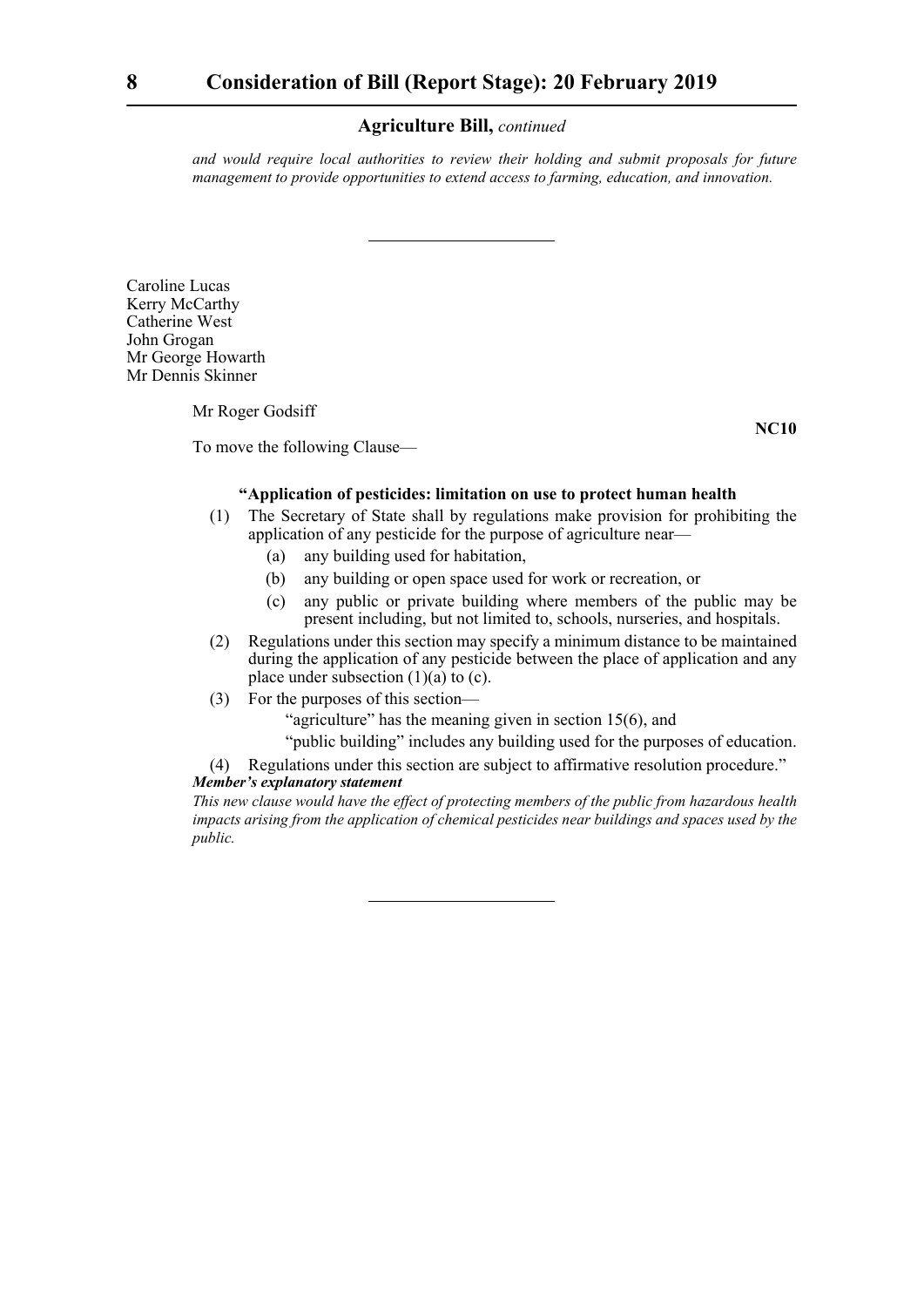*and would require local authorities to review their holding and submit proposals for future management to provide opportunities to extend access to farming, education, and innovation.*

---

Caroline Lucas
Kerry McCarthy
Catherine West
John Grogan
Mr George Howarth
Mr Dennis Skinner

Mr Roger Godsiff

**NC10**

To move the following Clause—

**"Application of pesticides: limitation on use to protect human health**

(1) The Secretary of State shall by regulations make provision for prohibiting the application of any pesticide for the purpose of agriculture near—

  (a) any building used for habitation,

  (b) any building or open space used for work or recreation, or

  (c) any public or private building where members of the public may be present including, but not limited to, schools, nurseries, and hospitals.

(2) Regulations under this section may specify a minimum distance to be maintained during the application of any pesticide between the place of application and any place under subsection (1)(a) to (c).

(3) For the purposes of this section—

  "agriculture" has the meaning given in section 15(6), and

  "public building" includes any building used for the purposes of education.

(4) Regulations under this section are subject to affirmative resolution procedure."

***Member's explanatory statement***

*This new clause would have the effect of protecting members of the public from hazardous health impacts arising from the application of chemical pesticides near buildings and spaces used by the public.*

---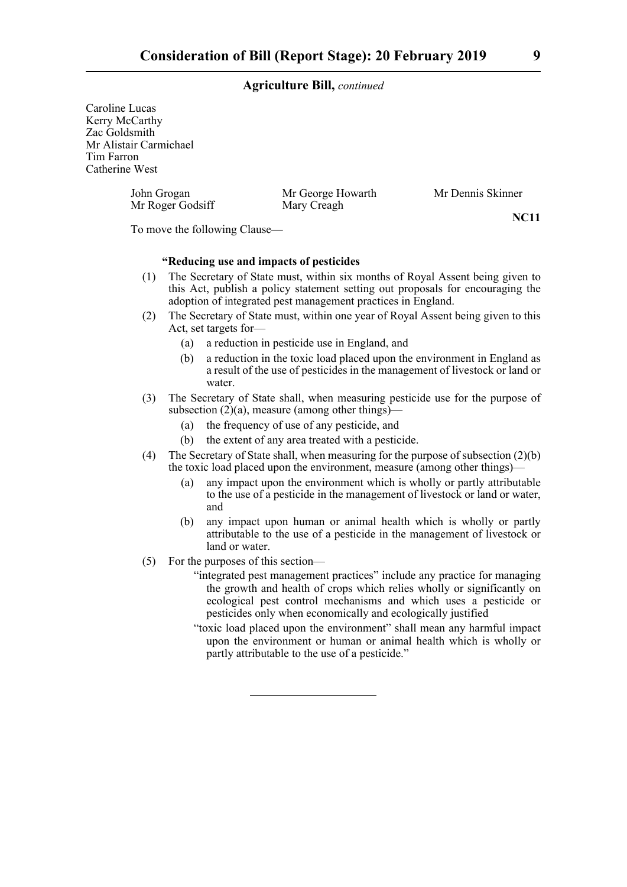**Agriculture Bill,** *continued*

Caroline Lucas
Kerry McCarthy
Zac Goldsmith
Mr Alistair Carmichael
Tim Farron
Catherine West

John Grogan    Mr George Howarth    Mr Dennis Skinner
Mr Roger Godsiff    Mary Creagh

**NC11**

To move the following Clause—

**"Reducing use and impacts of pesticides**

(1) The Secretary of State must, within six months of Royal Assent being given to this Act, publish a policy statement setting out proposals for encouraging the adoption of integrated pest management practices in England.

(2) The Secretary of State must, within one year of Royal Assent being given to this Act, set targets for—

  (a) a reduction in pesticide use in England, and

  (b) a reduction in the toxic load placed upon the environment in England as a result of the use of pesticides in the management of livestock or land or water.

(3) The Secretary of State shall, when measuring pesticide use for the purpose of subsection (2)(a), measure (among other things)—

  (a) the frequency of use of any pesticide, and

  (b) the extent of any area treated with a pesticide.

(4) The Secretary of State shall, when measuring for the purpose of subsection (2)(b) the toxic load placed upon the environment, measure (among other things)—

  (a) any impact upon the environment which is wholly or partly attributable to the use of a pesticide in the management of livestock or land or water, and

  (b) any impact upon human or animal health which is wholly or partly attributable to the use of a pesticide in the management of livestock or land or water.

(5) For the purposes of this section—

  "integrated pest management practices" include any practice for managing the growth and health of crops which relies wholly or significantly on ecological pest control mechanisms and which uses a pesticide or pesticides only when economically and ecologically justified

  "toxic load placed upon the environment" shall mean any harmful impact upon the environment or human or animal health which is wholly or partly attributable to the use of a pesticide."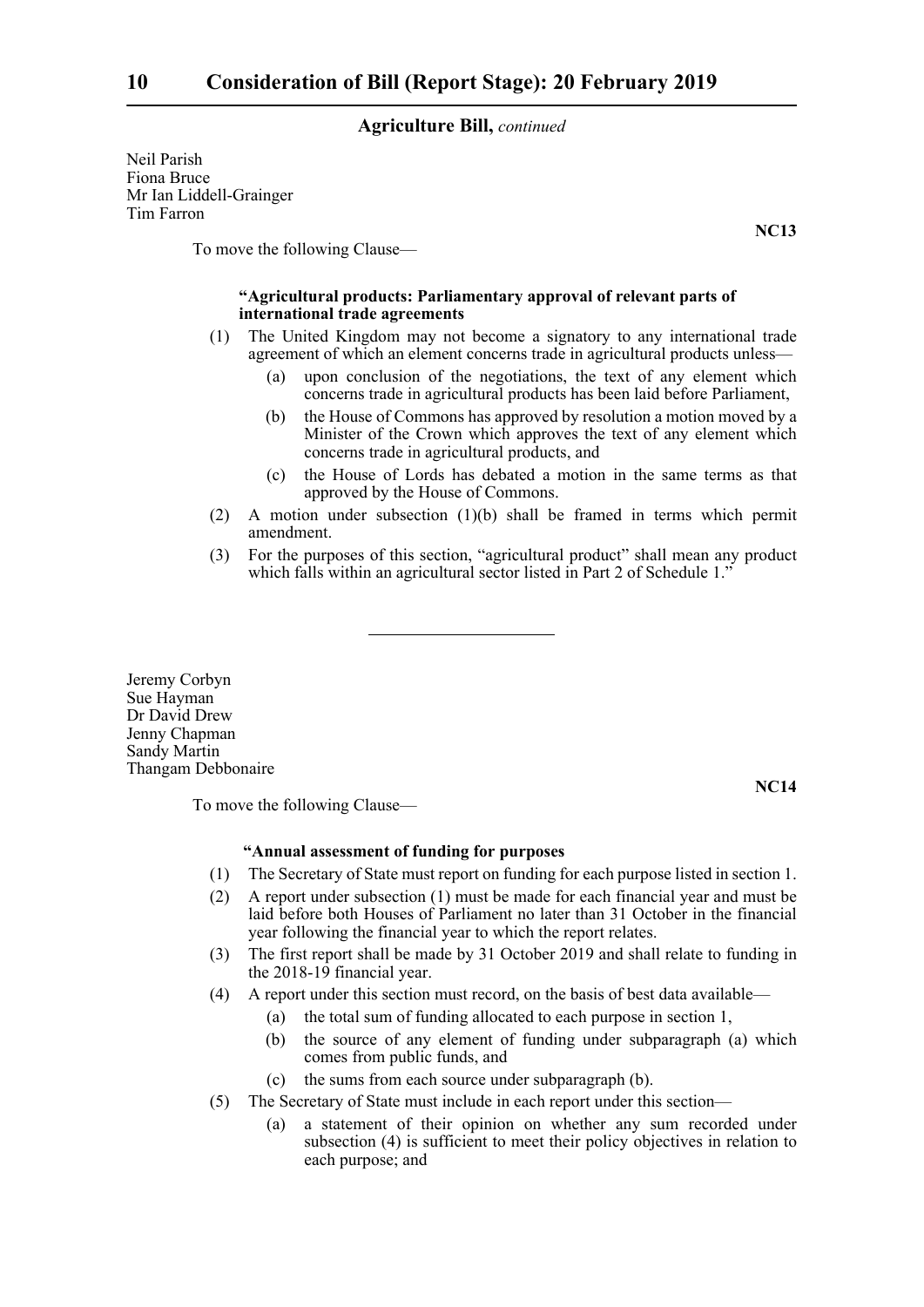Neil Parish
Fiona Bruce
Mr Ian Liddell-Grainger
Tim Farron

**NC13**

To move the following Clause—

**"Agricultural products: Parliamentary approval of relevant parts of international trade agreements**

(1) The United Kingdom may not become a signatory to any international trade agreement of which an element concerns trade in agricultural products unless—

(a) upon conclusion of the negotiations, the text of any element which concerns trade in agricultural products has been laid before Parliament,

(b) the House of Commons has approved by resolution a motion moved by a Minister of the Crown which approves the text of any element which concerns trade in agricultural products, and

(c) the House of Lords has debated a motion in the same terms as that approved by the House of Commons.

(2) A motion under subsection (1)(b) shall be framed in terms which permit amendment.

(3) For the purposes of this section, "agricultural product" shall mean any product which falls within an agricultural sector listed in Part 2 of Schedule 1."

---

Jeremy Corbyn
Sue Hayman
Dr David Drew
Jenny Chapman
Sandy Martin
Thangam Debbonaire

**NC14**

To move the following Clause—

**"Annual assessment of funding for purposes**

(1) The Secretary of State must report on funding for each purpose listed in section 1.

(2) A report under subsection (1) must be made for each financial year and must be laid before both Houses of Parliament no later than 31 October in the financial year following the financial year to which the report relates.

(3) The first report shall be made by 31 October 2019 and shall relate to funding in the 2018-19 financial year.

(4) A report under this section must record, on the basis of best data available—

(a) the total sum of funding allocated to each purpose in section 1,

(b) the source of any element of funding under subparagraph (a) which comes from public funds, and

(c) the sums from each source under subparagraph (b).

(5) The Secretary of State must include in each report under this section—

(a) a statement of their opinion on whether any sum recorded under subsection (4) is sufficient to meet their policy objectives in relation to each purpose; and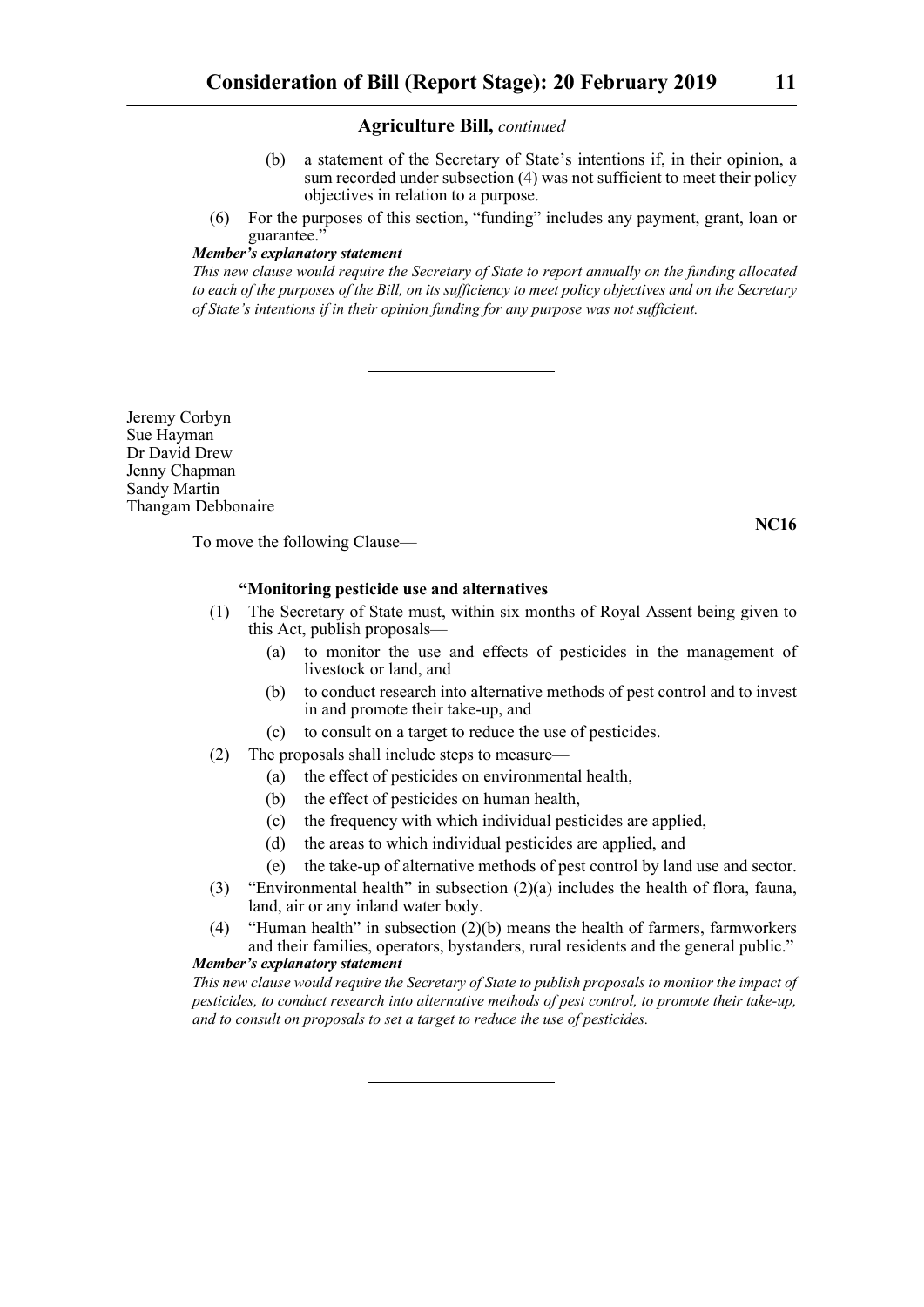(b) a statement of the Secretary of State's intentions if, in their opinion, a sum recorded under subsection (4) was not sufficient to meet their policy objectives in relation to a purpose.

(6) For the purposes of this section, "funding" includes any payment, grant, loan or guarantee."

***Member's explanatory statement***

*This new clause would require the Secretary of State to report annually on the funding allocated to each of the purposes of the Bill, on its sufficiency to meet policy objectives and on the Secretary of State's intentions if in their opinion funding for any purpose was not sufficient.*

---

Jeremy Corbyn
Sue Hayman
Dr David Drew
Jenny Chapman
Sandy Martin
Thangam Debbonaire

**NC16**

To move the following Clause—

**"Monitoring pesticide use and alternatives**

(1) The Secretary of State must, within six months of Royal Assent being given to this Act, publish proposals—

(a) to monitor the use and effects of pesticides in the management of livestock or land, and

(b) to conduct research into alternative methods of pest control and to invest in and promote their take-up, and

(c) to consult on a target to reduce the use of pesticides.

(2) The proposals shall include steps to measure—

(a) the effect of pesticides on environmental health,

(b) the effect of pesticides on human health,

(c) the frequency with which individual pesticides are applied,

(d) the areas to which individual pesticides are applied, and

(e) the take-up of alternative methods of pest control by land use and sector.

(3) "Environmental health" in subsection (2)(a) includes the health of flora, fauna, land, air or any inland water body.

(4) "Human health" in subsection (2)(b) means the health of farmers, farmworkers and their families, operators, bystanders, rural residents and the general public."

***Member's explanatory statement***

*This new clause would require the Secretary of State to publish proposals to monitor the impact of pesticides, to conduct research into alternative methods of pest control, to promote their take-up, and to consult on proposals to set a target to reduce the use of pesticides.*

---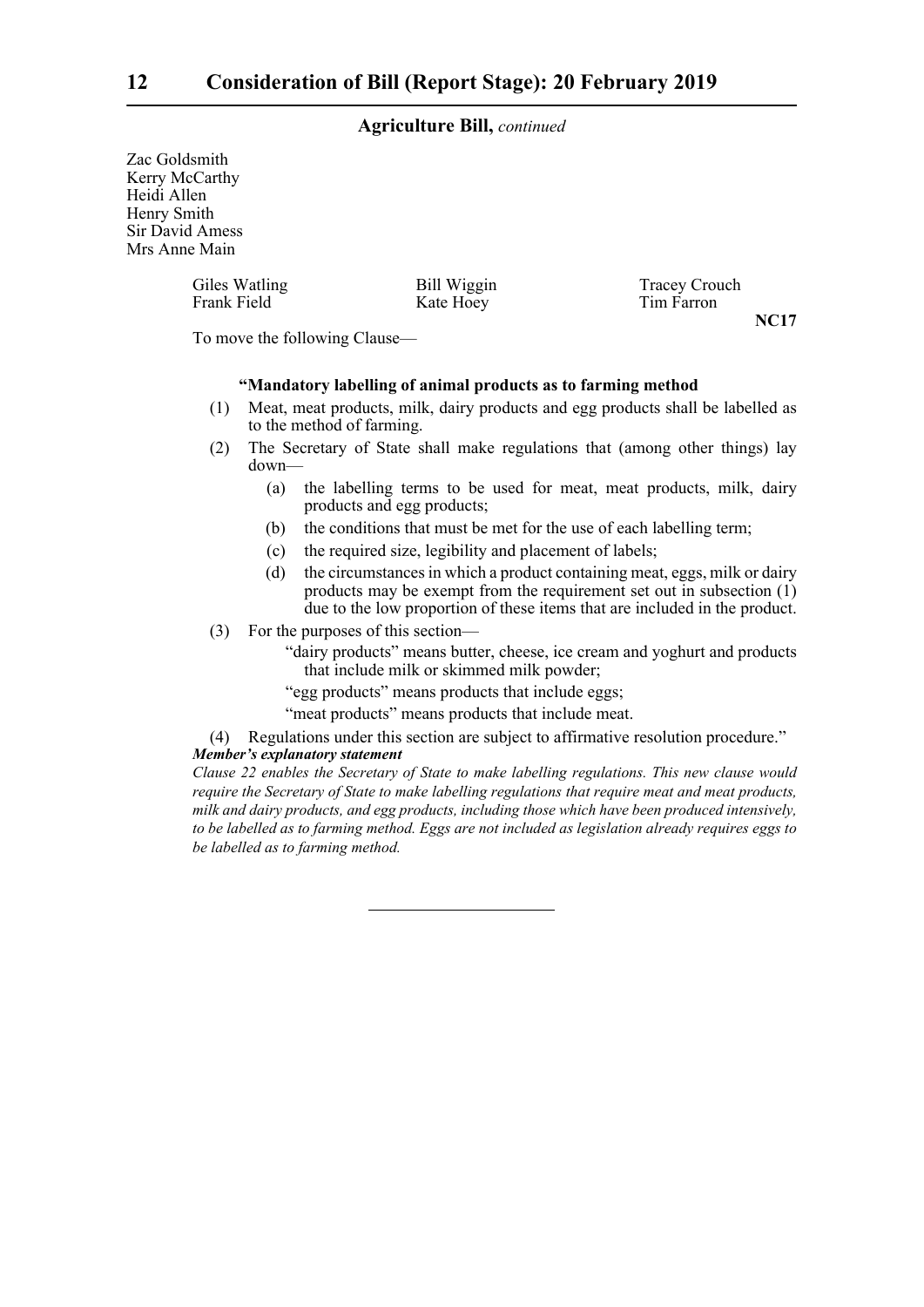**Agriculture Bill,** *continued*

Zac Goldsmith
Kerry McCarthy
Heidi Allen
Henry Smith
Sir David Amess
Mrs Anne Main

| | | |
|---|---|---|
| Giles Watling | Bill Wiggin | Tracey Crouch |
| Frank Field | Kate Hoey | Tim Farron |

**NC17**

To move the following Clause—

**"Mandatory labelling of animal products as to farming method**

(1) Meat, meat products, milk, dairy products and egg products shall be labelled as to the method of farming.

(2) The Secretary of State shall make regulations that (among other things) lay down—

   (a) the labelling terms to be used for meat, meat products, milk, dairy products and egg products;

   (b) the conditions that must be met for the use of each labelling term;

   (c) the required size, legibility and placement of labels;

   (d) the circumstances in which a product containing meat, eggs, milk or dairy products may be exempt from the requirement set out in subsection (1) due to the low proportion of these items that are included in the product.

(3) For the purposes of this section—

   "dairy products" means butter, cheese, ice cream and yoghurt and products that include milk or skimmed milk powder;

   "egg products" means products that include eggs;

   "meat products" means products that include meat.

(4) Regulations under this section are subject to affirmative resolution procedure."

***Member's explanatory statement***

*Clause 22 enables the Secretary of State to make labelling regulations. This new clause would require the Secretary of State to make labelling regulations that require meat and meat products, milk and dairy products, and egg products, including those which have been produced intensively, to be labelled as to farming method. Eggs are not included as legislation already requires eggs to be labelled as to farming method.*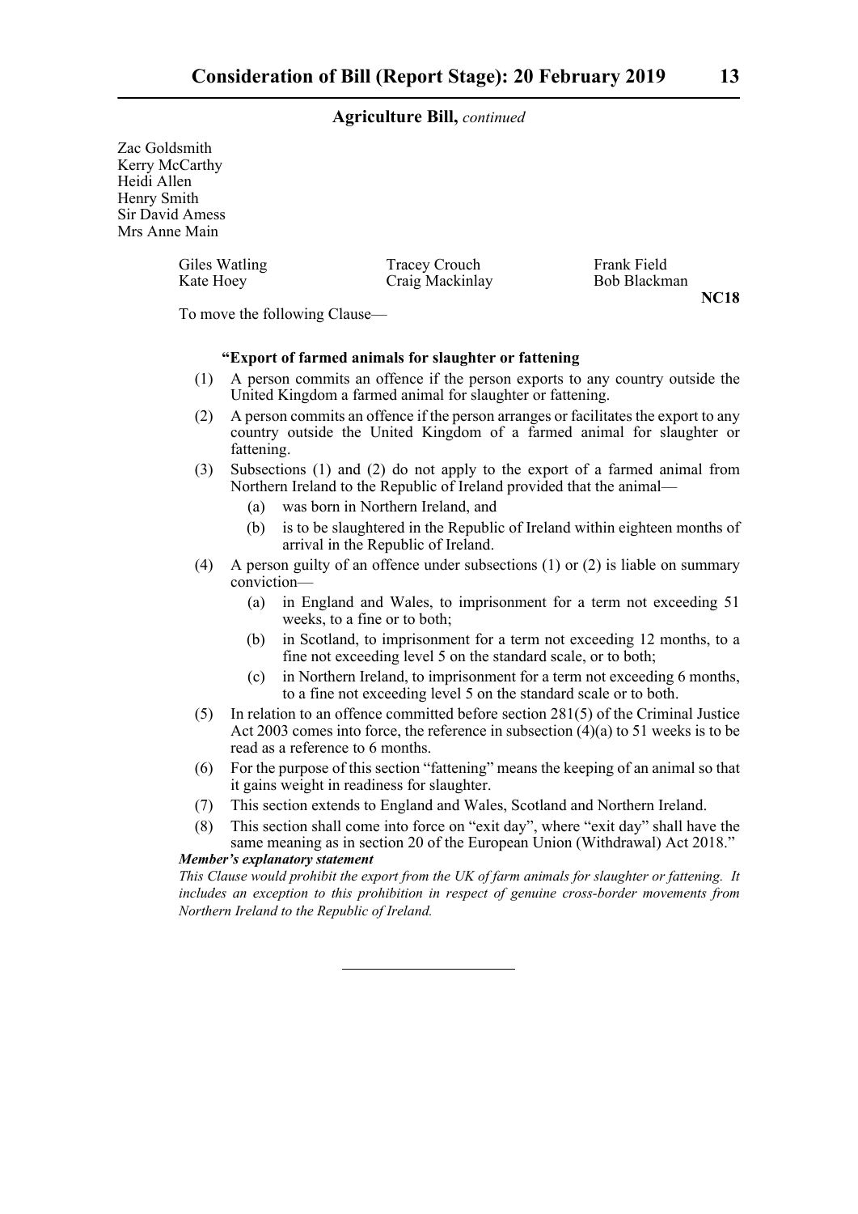Zac Goldsmith
Kerry McCarthy
Heidi Allen
Henry Smith
Sir David Amess
Mrs Anne Main

Giles Watling
Kate Hoey
Tracey Crouch
Craig Mackinlay
Frank Field
Bob Blackman

**NC18**

To move the following Clause—

**"Export of farmed animals for slaughter or fattening**

(1) A person commits an offence if the person exports to any country outside the United Kingdom a farmed animal for slaughter or fattening.

(2) A person commits an offence if the person arranges or facilitates the export to any country outside the United Kingdom of a farmed animal for slaughter or fattening.

(3) Subsections (1) and (2) do not apply to the export of a farmed animal from Northern Ireland to the Republic of Ireland provided that the animal—

 (a) was born in Northern Ireland, and

 (b) is to be slaughtered in the Republic of Ireland within eighteen months of arrival in the Republic of Ireland.

(4) A person guilty of an offence under subsections (1) or (2) is liable on summary conviction—

 (a) in England and Wales, to imprisonment for a term not exceeding 51 weeks, to a fine or to both;

 (b) in Scotland, to imprisonment for a term not exceeding 12 months, to a fine not exceeding level 5 on the standard scale, or to both;

 (c) in Northern Ireland, to imprisonment for a term not exceeding 6 months, to a fine not exceeding level 5 on the standard scale or to both.

(5) In relation to an offence committed before section 281(5) of the Criminal Justice Act 2003 comes into force, the reference in subsection (4)(a) to 51 weeks is to be read as a reference to 6 months.

(6) For the purpose of this section "fattening" means the keeping of an animal so that it gains weight in readiness for slaughter.

(7) This section extends to England and Wales, Scotland and Northern Ireland.

(8) This section shall come into force on "exit day", where "exit day" shall have the same meaning as in section 20 of the European Union (Withdrawal) Act 2018."

***Member's explanatory statement***

*This Clause would prohibit the export from the UK of farm animals for slaughter or fattening. It includes an exception to this prohibition in respect of genuine cross-border movements from Northern Ireland to the Republic of Ireland.*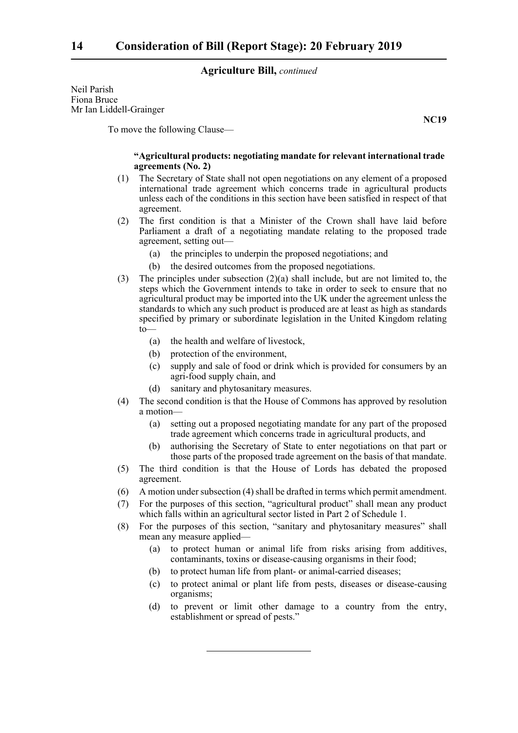Neil Parish
Fiona Bruce
Mr Ian Liddell-Grainger

**NC19**

To move the following Clause—

**"Agricultural products: negotiating mandate for relevant international trade agreements (No. 2)**

(1) The Secretary of State shall not open negotiations on any element of a proposed international trade agreement which concerns trade in agricultural products unless each of the conditions in this section have been satisfied in respect of that agreement.

(2) The first condition is that a Minister of the Crown shall have laid before Parliament a draft of a negotiating mandate relating to the proposed trade agreement, setting out—

(a) the principles to underpin the proposed negotiations; and

(b) the desired outcomes from the proposed negotiations.

(3) The principles under subsection (2)(a) shall include, but are not limited to, the steps which the Government intends to take in order to seek to ensure that no agricultural product may be imported into the UK under the agreement unless the standards to which any such product is produced are at least as high as standards specified by primary or subordinate legislation in the United Kingdom relating to—

(a) the health and welfare of livestock,

(b) protection of the environment,

(c) supply and sale of food or drink which is provided for consumers by an agri-food supply chain, and

(d) sanitary and phytosanitary measures.

(4) The second condition is that the House of Commons has approved by resolution a motion—

(a) setting out a proposed negotiating mandate for any part of the proposed trade agreement which concerns trade in agricultural products, and

(b) authorising the Secretary of State to enter negotiations on that part or those parts of the proposed trade agreement on the basis of that mandate.

(5) The third condition is that the House of Lords has debated the proposed agreement.

(6) A motion under subsection (4) shall be drafted in terms which permit amendment.

(7) For the purposes of this section, "agricultural product" shall mean any product which falls within an agricultural sector listed in Part 2 of Schedule 1.

(8) For the purposes of this section, "sanitary and phytosanitary measures" shall mean any measure applied—

(a) to protect human or animal life from risks arising from additives, contaminants, toxins or disease-causing organisms in their food;

(b) to protect human life from plant- or animal-carried diseases;

(c) to protect animal or plant life from pests, diseases or disease-causing organisms;

(d) to prevent or limit other damage to a country from the entry, establishment or spread of pests."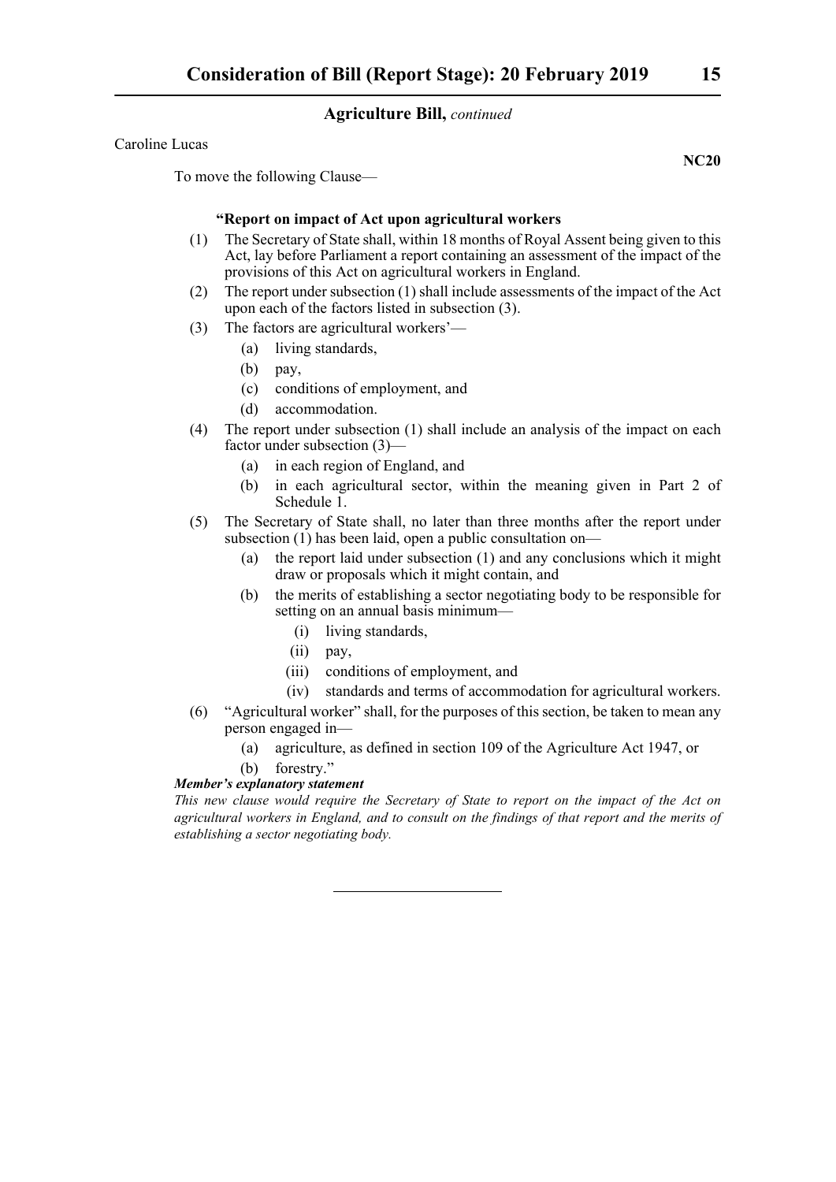## Agriculture Bill, *continued*

Caroline Lucas

**NC20**

To move the following Clause—

**"Report on impact of Act upon agricultural workers**

(1) The Secretary of State shall, within 18 months of Royal Assent being given to this Act, lay before Parliament a report containing an assessment of the impact of the provisions of this Act on agricultural workers in England.

(2) The report under subsection (1) shall include assessments of the impact of the Act upon each of the factors listed in subsection (3).

(3) The factors are agricultural workers'—

  (a) living standards,

  (b) pay,

  (c) conditions of employment, and

  (d) accommodation.

(4) The report under subsection (1) shall include an analysis of the impact on each factor under subsection (3)—

  (a) in each region of England, and

  (b) in each agricultural sector, within the meaning given in Part 2 of Schedule 1.

(5) The Secretary of State shall, no later than three months after the report under subsection (1) has been laid, open a public consultation on—

  (a) the report laid under subsection (1) and any conclusions which it might draw or proposals which it might contain, and

  (b) the merits of establishing a sector negotiating body to be responsible for setting on an annual basis minimum—

    (i) living standards,

    (ii) pay,

    (iii) conditions of employment, and

    (iv) standards and terms of accommodation for agricultural workers.

(6) "Agricultural worker" shall, for the purposes of this section, be taken to mean any person engaged in—

  (a) agriculture, as defined in section 109 of the Agriculture Act 1947, or

  (b) forestry."

***Member's explanatory statement***

*This new clause would require the Secretary of State to report on the impact of the Act on agricultural workers in England, and to consult on the findings of that report and the merits of establishing a sector negotiating body.*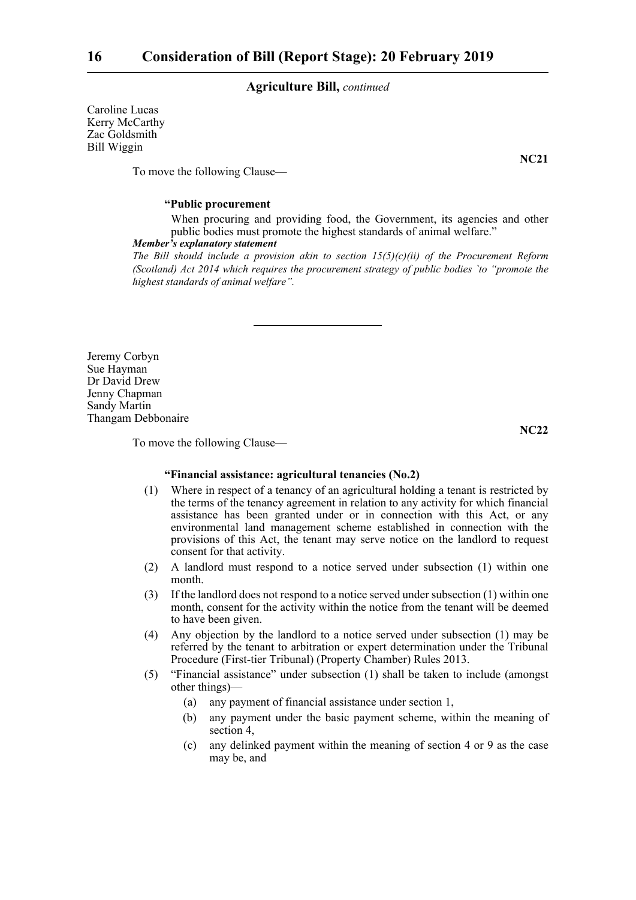Caroline Lucas
Kerry McCarthy
Zac Goldsmith
Bill Wiggin

**NC21**

To move the following Clause—

**"Public procurement**

When procuring and providing food, the Government, its agencies and other public bodies must promote the highest standards of animal welfare."

***Member's explanatory statement***

*The Bill should include a provision akin to section 15(5)(c)(ii) of the Procurement Reform (Scotland) Act 2014 which requires the procurement strategy of public bodies `to "promote the highest standards of animal welfare".*

---

Jeremy Corbyn
Sue Hayman
Dr David Drew
Jenny Chapman
Sandy Martin
Thangam Debbonaire

**NC22**

To move the following Clause—

**"Financial assistance: agricultural tenancies (No.2)**

(1) Where in respect of a tenancy of an agricultural holding a tenant is restricted by the terms of the tenancy agreement in relation to any activity for which financial assistance has been granted under or in connection with this Act, or any environmental land management scheme established in connection with the provisions of this Act, the tenant may serve notice on the landlord to request consent for that activity.

(2) A landlord must respond to a notice served under subsection (1) within one month.

(3) If the landlord does not respond to a notice served under subsection (1) within one month, consent for the activity within the notice from the tenant will be deemed to have been given.

(4) Any objection by the landlord to a notice served under subsection (1) may be referred by the tenant to arbitration or expert determination under the Tribunal Procedure (First-tier Tribunal) (Property Chamber) Rules 2013.

(5) "Financial assistance" under subsection (1) shall be taken to include (amongst other things)—

(a) any payment of financial assistance under section 1,

(b) any payment under the basic payment scheme, within the meaning of section 4,

(c) any delinked payment within the meaning of section 4 or 9 as the case may be, and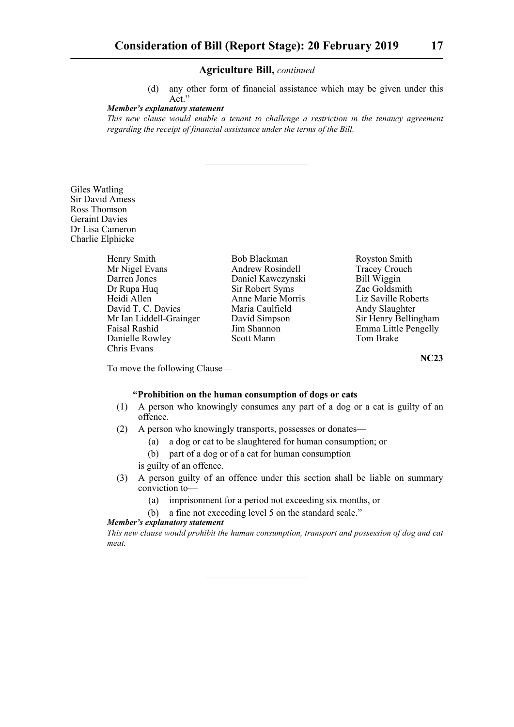**Agriculture Bill,** *continued*

(d) any other form of financial assistance which may be given under this Act."

***Member's explanatory statement***

*This new clause would enable a tenant to challenge a restriction in the tenancy agreement regarding the receipt of financial assistance under the terms of the Bill.*

---

Giles Watling
Sir David Amess
Ross Thomson
Geraint Davies
Dr Lisa Cameron
Charlie Elphicke

Henry Smith
Mr Nigel Evans
Darren Jones
Dr Rupa Huq
Heidi Allen
David T. C. Davies
Mr Ian Liddell-Grainger
Faisal Rashid
Danielle Rowley
Chris Evans
Bob Blackman
Andrew Rosindell
Daniel Kawczynski
Sir Robert Syms
Anne Marie Morris
Maria Caulfield
David Simpson
Jim Shannon
Scott Mann
Royston Smith
Tracey Crouch
Bill Wiggin
Zac Goldsmith
Liz Saville Roberts
Andy Slaughter
Sir Henry Bellingham
Emma Little Pengelly
Tom Brake

**NC23**

To move the following Clause—

**"Prohibition on the human consumption of dogs or cats**

(1) A person who knowingly consumes any part of a dog or a cat is guilty of an offence.

(2) A person who knowingly transports, possesses or donates—

(a) a dog or cat to be slaughtered for human consumption; or

(b) part of a dog or of a cat for human consumption

is guilty of an offence.

(3) A person guilty of an offence under this section shall be liable on summary conviction to—

(a) imprisonment for a period not exceeding six months, or

(b) a fine not exceeding level 5 on the standard scale."

***Member's explanatory statement***

*This new clause would prohibit the human consumption, transport and possession of dog and cat meat.*

---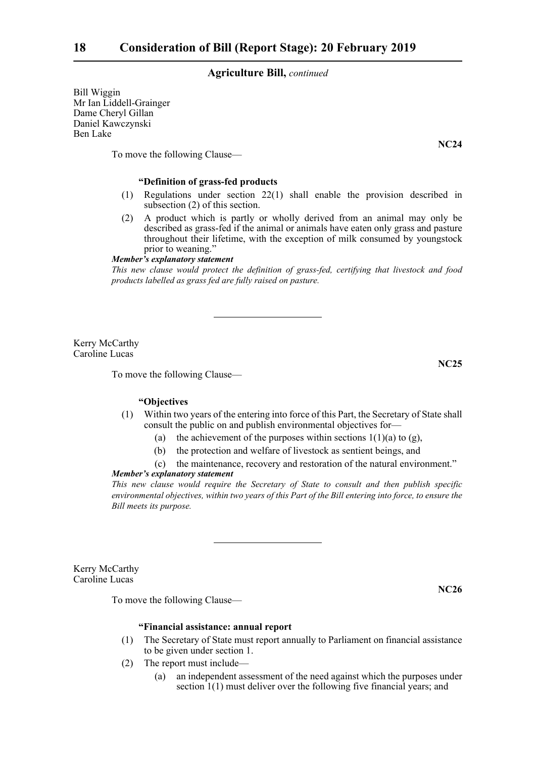Bill Wiggin
Mr Ian Liddell-Grainger
Dame Cheryl Gillan
Daniel Kawczynski
Ben Lake

**NC24**

To move the following Clause—

**"Definition of grass-fed products**

(1) Regulations under section 22(1) shall enable the provision described in subsection (2) of this section.

(2) A product which is partly or wholly derived from an animal may only be described as grass-fed if the animal or animals have eaten only grass and pasture throughout their lifetime, with the exception of milk consumed by youngstock prior to weaning."

***Member's explanatory statement***

*This new clause would protect the definition of grass-fed, certifying that livestock and food products labelled as grass fed are fully raised on pasture.*

---

Kerry McCarthy
Caroline Lucas

**NC25**

To move the following Clause—

**"Objectives**

(1) Within two years of the entering into force of this Part, the Secretary of State shall consult the public on and publish environmental objectives for—

(a) the achievement of the purposes within sections 1(1)(a) to (g),

(b) the protection and welfare of livestock as sentient beings, and

(c) the maintenance, recovery and restoration of the natural environment."

***Member's explanatory statement***

*This new clause would require the Secretary of State to consult and then publish specific environmental objectives, within two years of this Part of the Bill entering into force, to ensure the Bill meets its purpose.*

---

Kerry McCarthy
Caroline Lucas

**NC26**

To move the following Clause—

**"Financial assistance: annual report**

(1) The Secretary of State must report annually to Parliament on financial assistance to be given under section 1.

(2) The report must include—

(a) an independent assessment of the need against which the purposes under section 1(1) must deliver over the following five financial years; and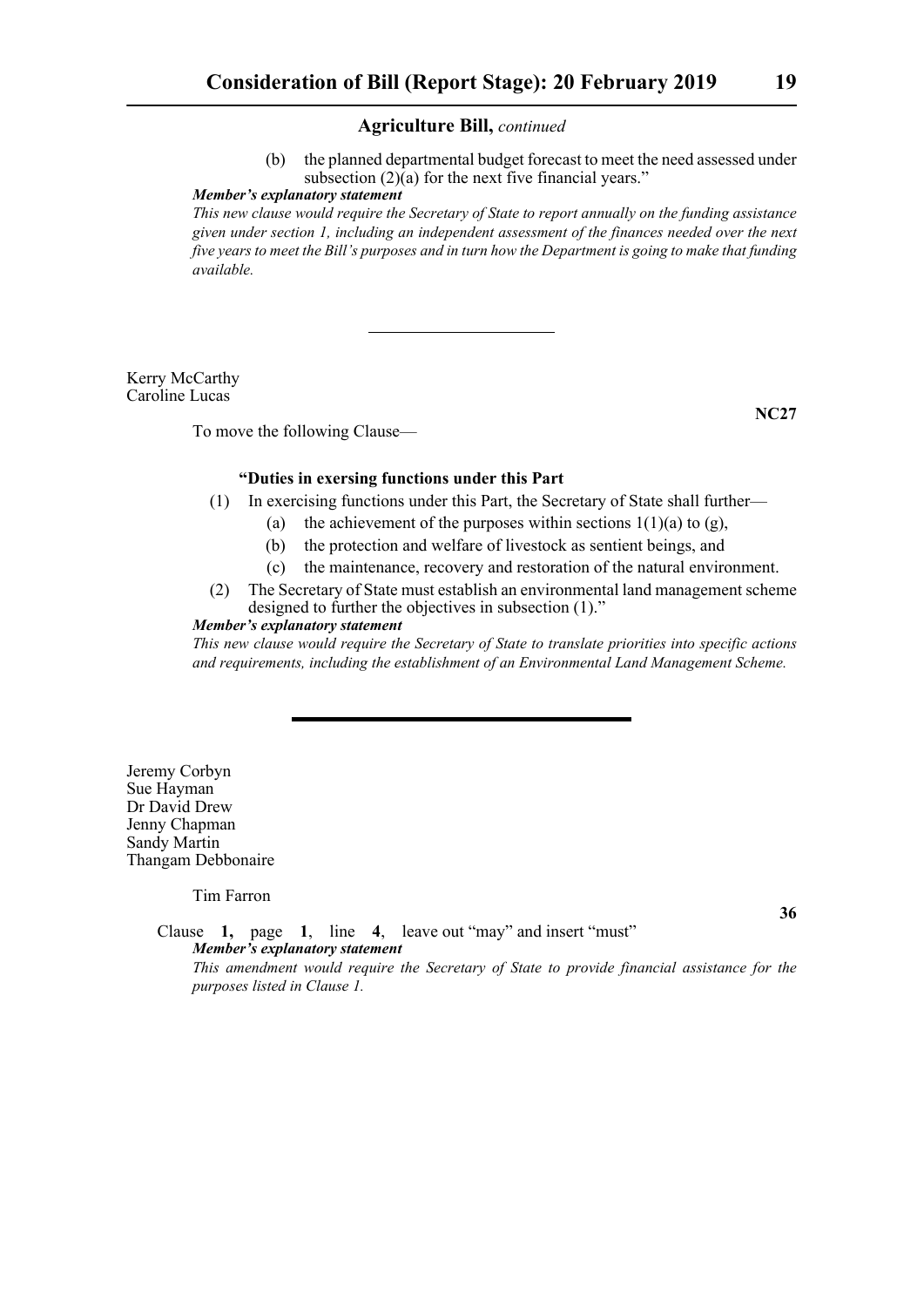**Agriculture Bill,** *continued*

(b) the planned departmental budget forecast to meet the need assessed under subsection (2)(a) for the next five financial years."

***Member's explanatory statement***

*This new clause would require the Secretary of State to report annually on the funding assistance given under section 1, including an independent assessment of the finances needed over the next five years to meet the Bill's purposes and in turn how the Department is going to make that funding available.*

---

Kerry McCarthy
Caroline Lucas

**NC27**

To move the following Clause—

**"Duties in exersing functions under this Part**

(1) In exercising functions under this Part, the Secretary of State shall further—

(a) the achievement of the purposes within sections 1(1)(a) to (g),

(b) the protection and welfare of livestock as sentient beings, and

(c) the maintenance, recovery and restoration of the natural environment.

(2) The Secretary of State must establish an environmental land management scheme designed to further the objectives in subsection (1)."

***Member's explanatory statement***

*This new clause would require the Secretary of State to translate priorities into specific actions and requirements, including the establishment of an Environmental Land Management Scheme.*

---

Jeremy Corbyn
Sue Hayman
Dr David Drew
Jenny Chapman
Sandy Martin
Thangam Debbonaire

Tim Farron

**36**

Clause **1,** page **1**, line **4**, leave out "may" and insert "must"

***Member's explanatory statement***

*This amendment would require the Secretary of State to provide financial assistance for the purposes listed in Clause 1.*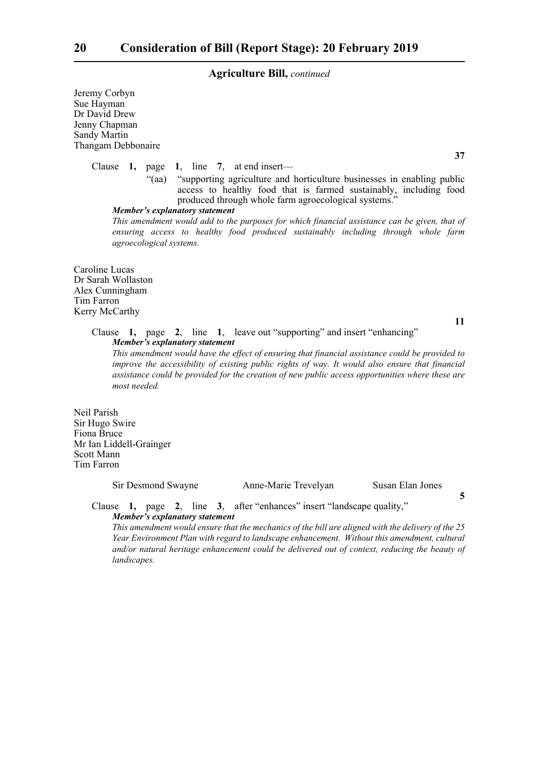**Agriculture Bill,** *continued*

Jeremy Corbyn
Sue Hayman
Dr David Drew
Jenny Chapman
Sandy Martin
Thangam Debbonaire

**37**

Clause **1,** page **1**, line **7**, at end insert—

"(aa) "supporting agriculture and horticulture businesses in enabling public access to healthy food that is farmed sustainably, including food produced through whole farm agroecological systems."

***Member's explanatory statement***

*This amendment would add to the purposes for which financial assistance can be given, that of ensuring access to healthy food produced sustainably including through whole farm agroecological systems.*

Caroline Lucas
Dr Sarah Wollaston
Alex Cunningham
Tim Farron
Kerry McCarthy

**11**

Clause **1,** page **2**, line **1**, leave out "supporting" and insert "enhancing"

***Member's explanatory statement***

*This amendment would have the effect of ensuring that financial assistance could be provided to improve the accessibility of existing public rights of way. It would also ensure that financial assistance could be provided for the creation of new public access opportunities where these are most needed.*

Neil Parish
Sir Hugo Swire
Fiona Bruce
Mr Ian Liddell-Grainger
Scott Mann
Tim Farron

Sir Desmond Swayne    Anne-Marie Trevelyan    Susan Elan Jones

**5**

Clause **1,** page **2**, line **3**, after "enhances" insert "landscape quality,"

***Member's explanatory statement***

*This amendment would ensure that the mechanics of the bill are aligned with the delivery of the 25 Year Environment Plan with regard to landscape enhancement. Without this amendment, cultural and/or natural heritage enhancement could be delivered out of context, reducing the beauty of landscapes.*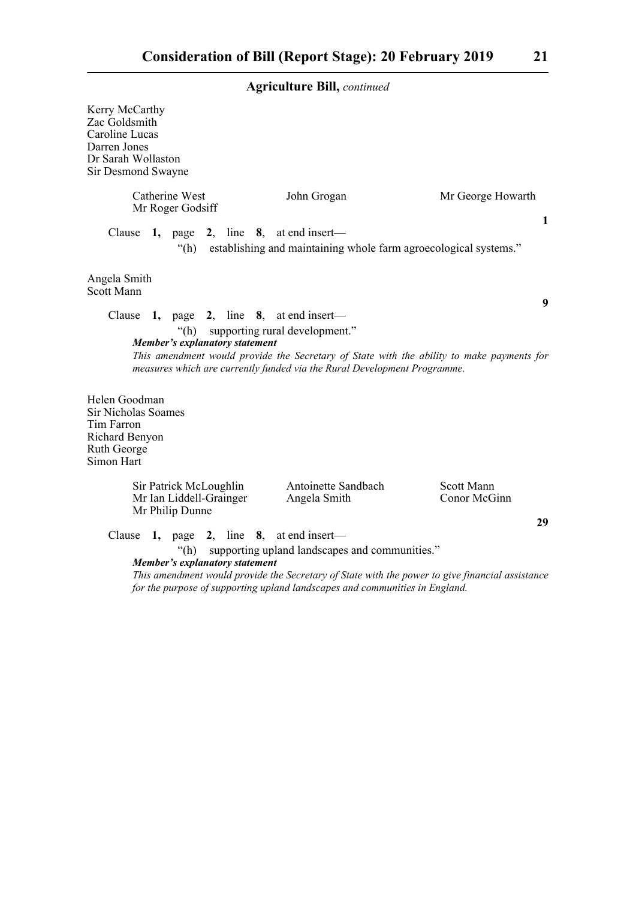**Agriculture Bill,** *continued*

Kerry McCarthy
Zac Goldsmith
Caroline Lucas
Darren Jones
Dr Sarah Wollaston
Sir Desmond Swayne

Catherine West | John Grogan | Mr George Howarth
Mr Roger Godsiff

**1**

Clause **1,** page **2**, line **8**, at end insert—

"(h) establishing and maintaining whole farm agroecological systems."

Angela Smith
Scott Mann

**9**

Clause **1,** page **2**, line **8**, at end insert—

"(h) supporting rural development."

***Member's explanatory statement***

*This amendment would provide the Secretary of State with the ability to make payments for measures which are currently funded via the Rural Development Programme.*

Helen Goodman
Sir Nicholas Soames
Tim Farron
Richard Benyon
Ruth George
Simon Hart

Sir Patrick McLoughlin | Antoinette Sandbach | Scott Mann
Mr Ian Liddell-Grainger | Angela Smith | Conor McGinn
Mr Philip Dunne

**29**

Clause **1,** page **2**, line **8**, at end insert—

"(h) supporting upland landscapes and communities."

***Member's explanatory statement***

*This amendment would provide the Secretary of State with the power to give financial assistance for the purpose of supporting upland landscapes and communities in England.*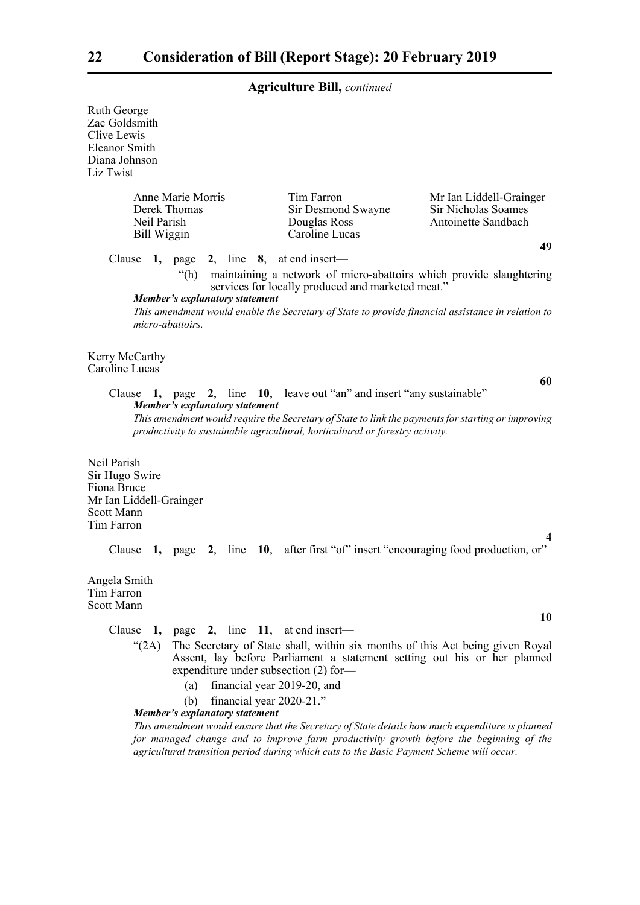Agriculture Bill, *continued*

Ruth George
Zac Goldsmith
Clive Lewis
Eleanor Smith
Diana Johnson
Liz Twist

Anne Marie Morris
Derek Thomas
Neil Parish
Bill Wiggin
Tim Farron
Sir Desmond Swayne
Douglas Ross
Caroline Lucas
Mr Ian Liddell-Grainger
Sir Nicholas Soames
Antoinette Sandbach

**49**

Clause **1,** page **2**, line **8**, at end insert—

"(h) maintaining a network of micro-abattoirs which provide slaughtering services for locally produced and marketed meat."

***Member's explanatory statement***

*This amendment would enable the Secretary of State to provide financial assistance in relation to micro-abattoirs.*

Kerry McCarthy
Caroline Lucas

**60**

Clause **1,** page **2**, line **10**, leave out "an" and insert "any sustainable"

***Member's explanatory statement***

*This amendment would require the Secretary of State to link the payments for starting or improving productivity to sustainable agricultural, horticultural or forestry activity.*

Neil Parish
Sir Hugo Swire
Fiona Bruce
Mr Ian Liddell-Grainger
Scott Mann
Tim Farron

**4**

Clause **1,** page **2**, line **10**, after first "of" insert "encouraging food production, or"

Angela Smith
Tim Farron
Scott Mann

**10**

Clause **1,** page **2**, line **11**, at end insert—

"(2A) The Secretary of State shall, within six months of this Act being given Royal Assent, lay before Parliament a statement setting out his or her planned expenditure under subsection (2) for—

(a) financial year 2019-20, and

(b) financial year 2020-21."

***Member's explanatory statement***

*This amendment would ensure that the Secretary of State details how much expenditure is planned for managed change and to improve farm productivity growth before the beginning of the agricultural transition period during which cuts to the Basic Payment Scheme will occur.*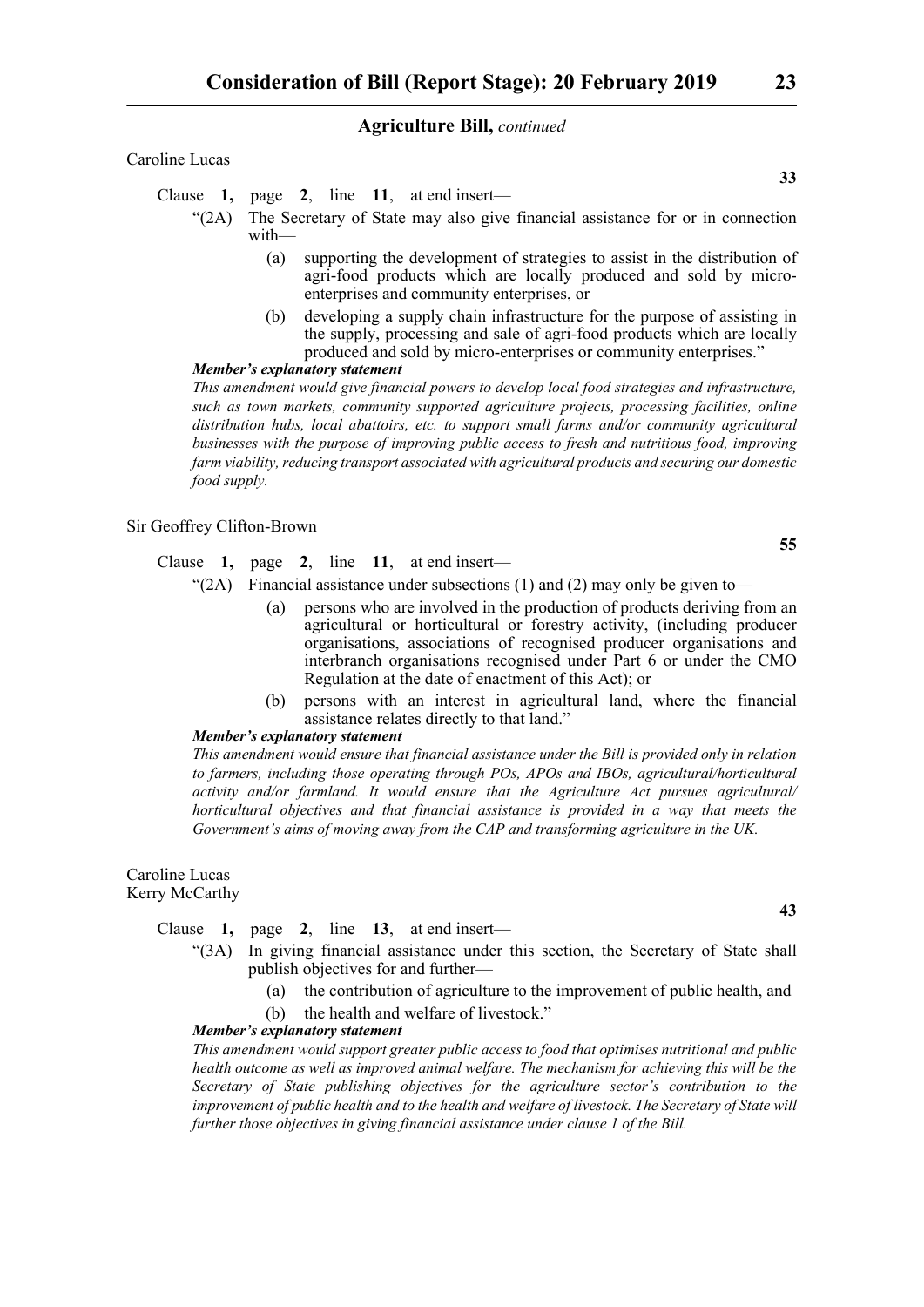**Agriculture Bill,** *continued*

Caroline Lucas

**33**

Clause **1**, page **2**, line **11**, at end insert—

"(2A) The Secretary of State may also give financial assistance for or in connection with—

(a) supporting the development of strategies to assist in the distribution of agri-food products which are locally produced and sold by micro-enterprises and community enterprises, or

(b) developing a supply chain infrastructure for the purpose of assisting in the supply, processing and sale of agri-food products which are locally produced and sold by micro-enterprises or community enterprises."

***Member's explanatory statement***

*This amendment would give financial powers to develop local food strategies and infrastructure, such as town markets, community supported agriculture projects, processing facilities, online distribution hubs, local abattoirs, etc. to support small farms and/or community agricultural businesses with the purpose of improving public access to fresh and nutritious food, improving farm viability, reducing transport associated with agricultural products and securing our domestic food supply.*

Sir Geoffrey Clifton-Brown

**55**

Clause **1**, page **2**, line **11**, at end insert—

"(2A) Financial assistance under subsections (1) and (2) may only be given to—

(a) persons who are involved in the production of products deriving from an agricultural or horticultural or forestry activity, (including producer organisations, associations of recognised producer organisations and interbranch organisations recognised under Part 6 or under the CMO Regulation at the date of enactment of this Act); or

(b) persons with an interest in agricultural land, where the financial assistance relates directly to that land."

***Member's explanatory statement***

*This amendment would ensure that financial assistance under the Bill is provided only in relation to farmers, including those operating through POs, APOs and IBOs, agricultural/horticultural activity and/or farmland. It would ensure that the Agriculture Act pursues agricultural/ horticultural objectives and that financial assistance is provided in a way that meets the Government's aims of moving away from the CAP and transforming agriculture in the UK.*

Caroline Lucas
Kerry McCarthy

**43**

Clause **1**, page **2**, line **13**, at end insert—

"(3A) In giving financial assistance under this section, the Secretary of State shall publish objectives for and further—

(a) the contribution of agriculture to the improvement of public health, and

(b) the health and welfare of livestock."

***Member's explanatory statement***

*This amendment would support greater public access to food that optimises nutritional and public health outcome as well as improved animal welfare. The mechanism for achieving this will be the Secretary of State publishing objectives for the agriculture sector's contribution to the improvement of public health and to the health and welfare of livestock. The Secretary of State will further those objectives in giving financial assistance under clause 1 of the Bill.*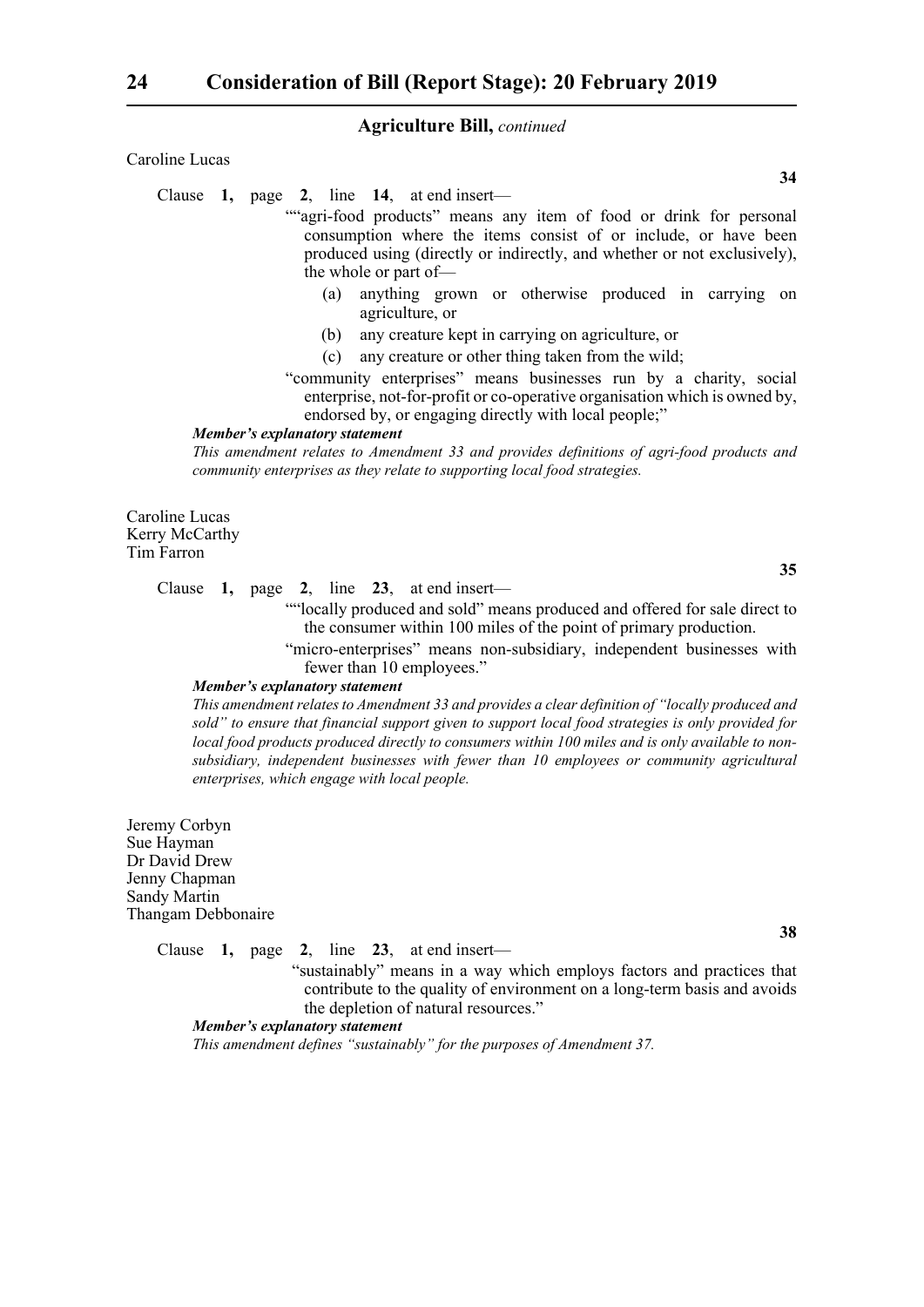**Agriculture Bill,** *continued*

Caroline Lucas

**34**

Clause **1,** page **2**, line **14**, at end insert—

""agri-food products" means any item of food or drink for personal consumption where the items consist of or include, or have been produced using (directly or indirectly, and whether or not exclusively), the whole or part of—

(a) anything grown or otherwise produced in carrying on agriculture, or

(b) any creature kept in carrying on agriculture, or

(c) any creature or other thing taken from the wild;

"community enterprises" means businesses run by a charity, social enterprise, not-for-profit or co-operative organisation which is owned by, endorsed by, or engaging directly with local people;"

***Member's explanatory statement***

*This amendment relates to Amendment 33 and provides definitions of agri-food products and community enterprises as they relate to supporting local food strategies.*

Caroline Lucas
Kerry McCarthy
Tim Farron

**35**

Clause **1,** page **2**, line **23**, at end insert—

""locally produced and sold" means produced and offered for sale direct to the consumer within 100 miles of the point of primary production.

"micro-enterprises" means non-subsidiary, independent businesses with fewer than 10 employees."

***Member's explanatory statement***

*This amendment relates to Amendment 33 and provides a clear definition of "locally produced and sold" to ensure that financial support given to support local food strategies is only provided for local food products produced directly to consumers within 100 miles and is only available to non-subsidiary, independent businesses with fewer than 10 employees or community agricultural enterprises, which engage with local people.*

Jeremy Corbyn
Sue Hayman
Dr David Drew
Jenny Chapman
Sandy Martin
Thangam Debbonaire

**38**

Clause **1,** page **2**, line **23**, at end insert—

"sustainably" means in a way which employs factors and practices that contribute to the quality of environment on a long-term basis and avoids the depletion of natural resources."

***Member's explanatory statement***

*This amendment defines "sustainably" for the purposes of Amendment 37.*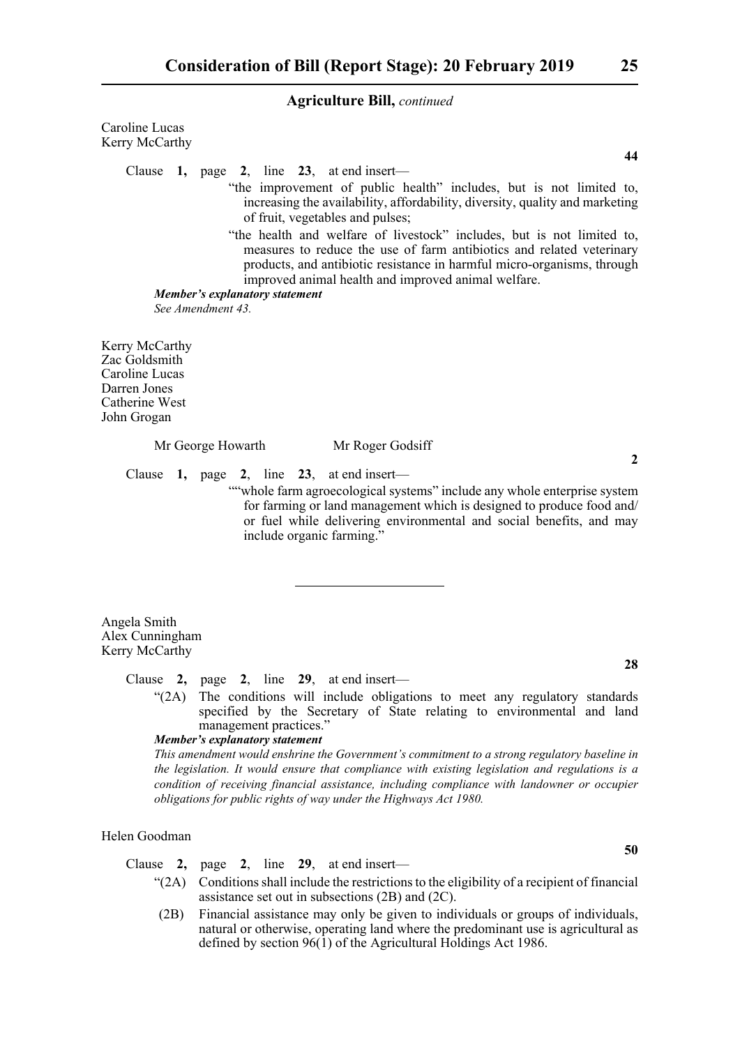Caroline Lucas
Kerry McCarthy

**44**

Clause **1,** page **2**, line **23**, at end insert—

"the improvement of public health" includes, but is not limited to, increasing the availability, affordability, diversity, quality and marketing of fruit, vegetables and pulses;

"the health and welfare of livestock" includes, but is not limited to, measures to reduce the use of farm antibiotics and related veterinary products, and antibiotic resistance in harmful micro-organisms, through improved animal health and improved animal welfare.

***Member's explanatory statement***

*See Amendment 43.*

Kerry McCarthy
Zac Goldsmith
Caroline Lucas
Darren Jones
Catherine West
John Grogan

Mr George Howarth    Mr Roger Godsiff

**2**

Clause **1,** page **2**, line **23**, at end insert—

""whole farm agroecological systems" include any whole enterprise system for farming or land management which is designed to produce food and/ or fuel while delivering environmental and social benefits, and may include organic farming."

---

Angela Smith
Alex Cunningham
Kerry McCarthy

**28**

Clause **2,** page **2**, line **29**, at end insert—

"(2A) The conditions will include obligations to meet any regulatory standards specified by the Secretary of State relating to environmental and land management practices."

***Member's explanatory statement***

*This amendment would enshrine the Government's commitment to a strong regulatory baseline in the legislation. It would ensure that compliance with existing legislation and regulations is a condition of receiving financial assistance, including compliance with landowner or occupier obligations for public rights of way under the Highways Act 1980.*

Helen Goodman

**50**

Clause **2,** page **2**, line **29**, at end insert—

"(2A) Conditions shall include the restrictions to the eligibility of a recipient of financial assistance set out in subsections (2B) and (2C).

(2B) Financial assistance may only be given to individuals or groups of individuals, natural or otherwise, operating land where the predominant use is agricultural as defined by section 96(1) of the Agricultural Holdings Act 1986.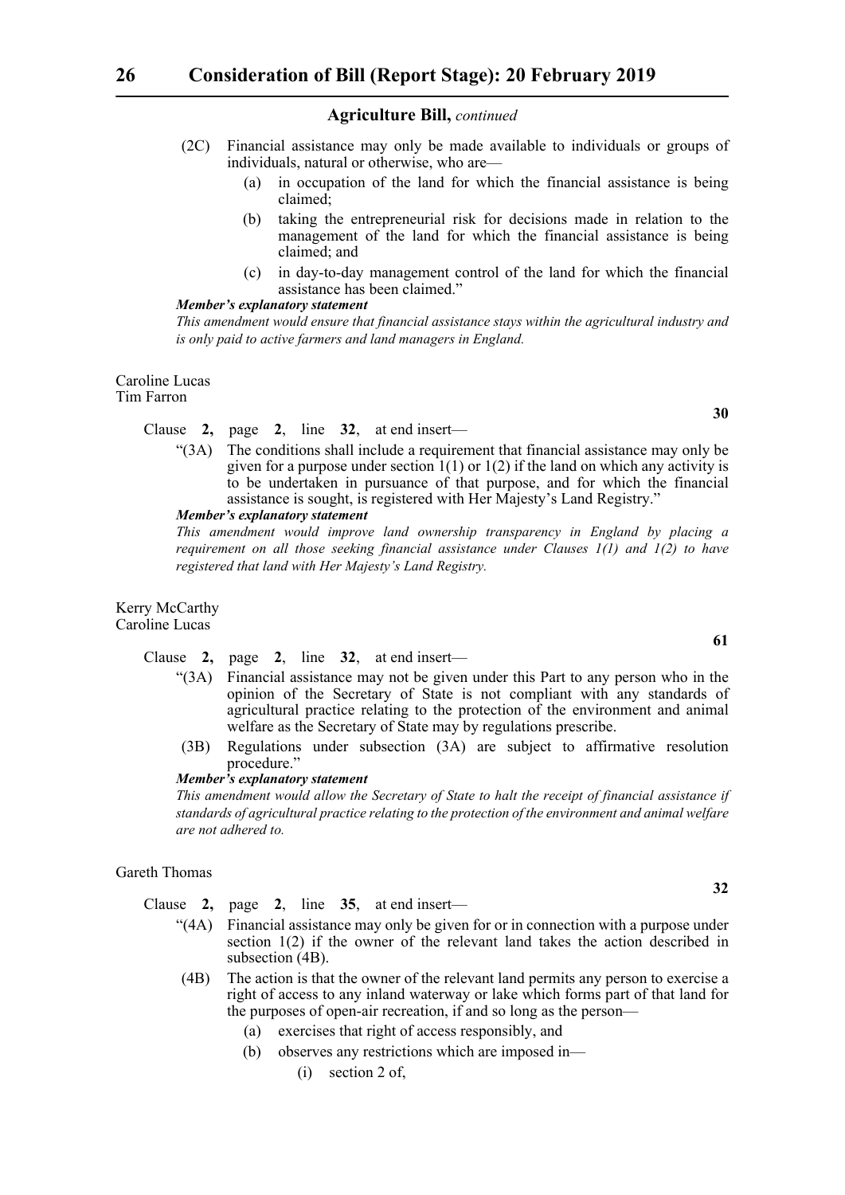## Agriculture Bill, *continued*

(2C) Financial assistance may only be made available to individuals or groups of individuals, natural or otherwise, who are—

(a) in occupation of the land for which the financial assistance is being claimed;

(b) taking the entrepreneurial risk for decisions made in relation to the management of the land for which the financial assistance is being claimed; and

(c) in day-to-day management control of the land for which the financial assistance has been claimed."

***Member's explanatory statement***

*This amendment would ensure that financial assistance stays within the agricultural industry and is only paid to active farmers and land managers in England.*

Caroline Lucas
Tim Farron

**30**

Clause **2,** page **2**, line **32**, at end insert—

"(3A) The conditions shall include a requirement that financial assistance may only be given for a purpose under section 1(1) or 1(2) if the land on which any activity is to be undertaken in pursuance of that purpose, and for which the financial assistance is sought, is registered with Her Majesty's Land Registry."

***Member's explanatory statement***

*This amendment would improve land ownership transparency in England by placing a requirement on all those seeking financial assistance under Clauses 1(1) and 1(2) to have registered that land with Her Majesty's Land Registry.*

Kerry McCarthy
Caroline Lucas

**61**

Clause **2,** page **2**, line **32**, at end insert—

"(3A) Financial assistance may not be given under this Part to any person who in the opinion of the Secretary of State is not compliant with any standards of agricultural practice relating to the protection of the environment and animal welfare as the Secretary of State may by regulations prescribe.

(3B) Regulations under subsection (3A) are subject to affirmative resolution procedure."

***Member's explanatory statement***

*This amendment would allow the Secretary of State to halt the receipt of financial assistance if standards of agricultural practice relating to the protection of the environment and animal welfare are not adhered to.*

Gareth Thomas

**32**

Clause **2,** page **2**, line **35**, at end insert—

"(4A) Financial assistance may only be given for or in connection with a purpose under section 1(2) if the owner of the relevant land takes the action described in subsection (4B).

(4B) The action is that the owner of the relevant land permits any person to exercise a right of access to any inland waterway or lake which forms part of that land for the purposes of open-air recreation, if and so long as the person—

(a) exercises that right of access responsibly, and

(b) observes any restrictions which are imposed in—

(i) section 2 of,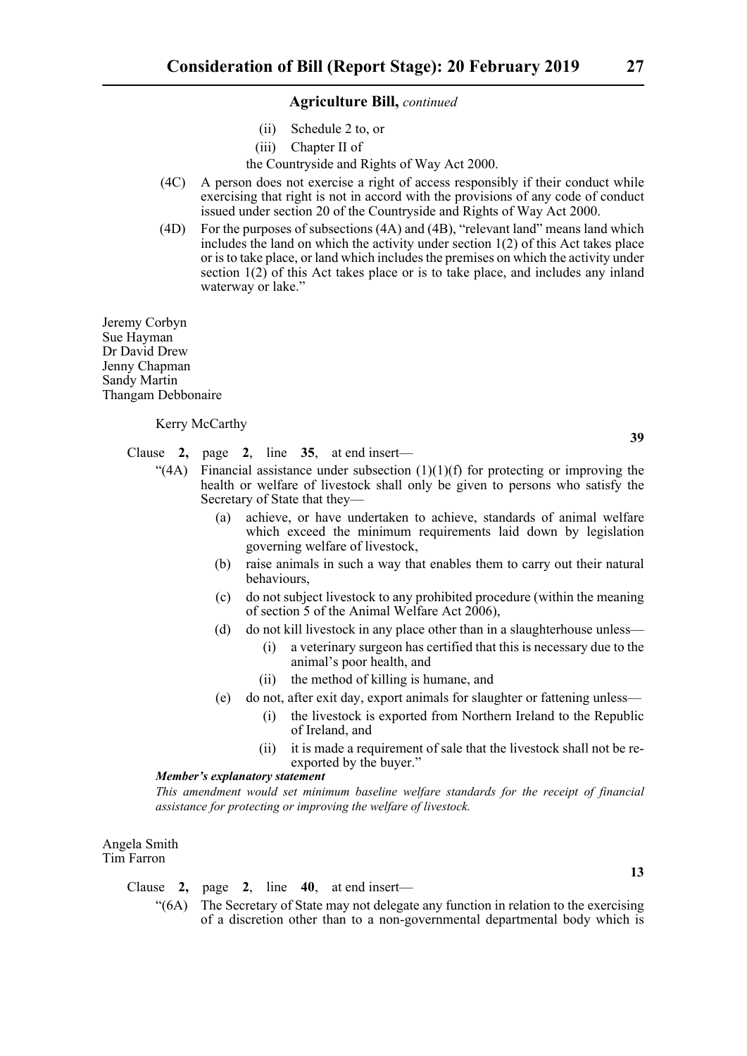**Agriculture Bill,** *continued*

(ii) Schedule 2 to, or

(iii) Chapter II of

the Countryside and Rights of Way Act 2000.

(4C) A person does not exercise a right of access responsibly if their conduct while exercising that right is not in accord with the provisions of any code of conduct issued under section 20 of the Countryside and Rights of Way Act 2000.

(4D) For the purposes of subsections (4A) and (4B), "relevant land" means land which includes the land on which the activity under section 1(2) of this Act takes place or is to take place, or land which includes the premises on which the activity under section 1(2) of this Act takes place or is to take place, and includes any inland waterway or lake."

Jeremy Corbyn
Sue Hayman
Dr David Drew
Jenny Chapman
Sandy Martin
Thangam Debbonaire

Kerry McCarthy

**39**

Clause **2,** page **2**, line **35**, at end insert—

"(4A) Financial assistance under subsection (1)(1)(f) for protecting or improving the health or welfare of livestock shall only be given to persons who satisfy the Secretary of State that they—

(a) achieve, or have undertaken to achieve, standards of animal welfare which exceed the minimum requirements laid down by legislation governing welfare of livestock,

(b) raise animals in such a way that enables them to carry out their natural behaviours,

(c) do not subject livestock to any prohibited procedure (within the meaning of section 5 of the Animal Welfare Act 2006),

(d) do not kill livestock in any place other than in a slaughterhouse unless—

(i) a veterinary surgeon has certified that this is necessary due to the animal's poor health, and

(ii) the method of killing is humane, and

(e) do not, after exit day, export animals for slaughter or fattening unless—

(i) the livestock is exported from Northern Ireland to the Republic of Ireland, and

(ii) it is made a requirement of sale that the livestock shall not be re-exported by the buyer."

***Member's explanatory statement***

*This amendment would set minimum baseline welfare standards for the receipt of financial assistance for protecting or improving the welfare of livestock.*

Angela Smith
Tim Farron

**13**

Clause **2,** page **2**, line **40**, at end insert—

"(6A) The Secretary of State may not delegate any function in relation to the exercising of a discretion other than to a non-governmental departmental body which is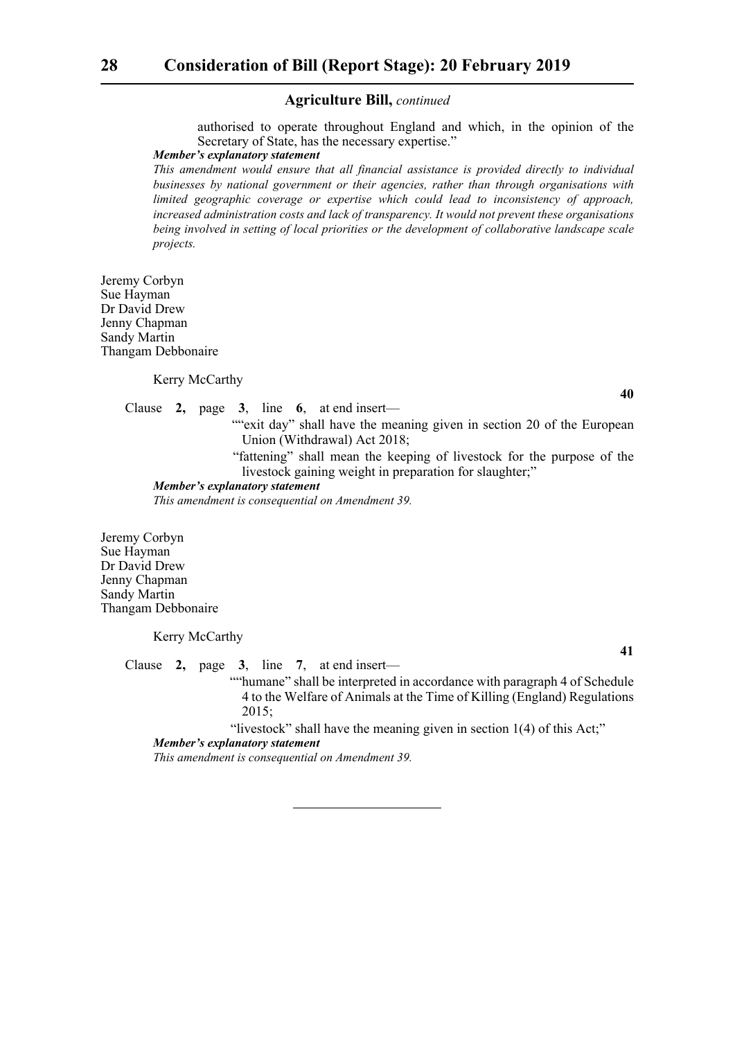authorised to operate throughout England and which, in the opinion of the Secretary of State, has the necessary expertise."

***Member's explanatory statement***

*This amendment would ensure that all financial assistance is provided directly to individual businesses by national government or their agencies, rather than through organisations with limited geographic coverage or expertise which could lead to inconsistency of approach, increased administration costs and lack of transparency. It would not prevent these organisations being involved in setting of local priorities or the development of collaborative landscape scale projects.*

Jeremy Corbyn
Sue Hayman
Dr David Drew
Jenny Chapman
Sandy Martin
Thangam Debbonaire

Kerry McCarthy

**40**

Clause **2,** page **3**, line **6**, at end insert—

""exit day" shall have the meaning given in section 20 of the European Union (Withdrawal) Act 2018;

"fattening" shall mean the keeping of livestock for the purpose of the livestock gaining weight in preparation for slaughter;"

***Member's explanatory statement***

*This amendment is consequential on Amendment 39.*

Jeremy Corbyn
Sue Hayman
Dr David Drew
Jenny Chapman
Sandy Martin
Thangam Debbonaire

Kerry McCarthy

**41**

Clause **2,** page **3**, line **7**, at end insert—

""humane" shall be interpreted in accordance with paragraph 4 of Schedule 4 to the Welfare of Animals at the Time of Killing (England) Regulations 2015;

"livestock" shall have the meaning given in section 1(4) of this Act;"

***Member's explanatory statement***

*This amendment is consequential on Amendment 39.*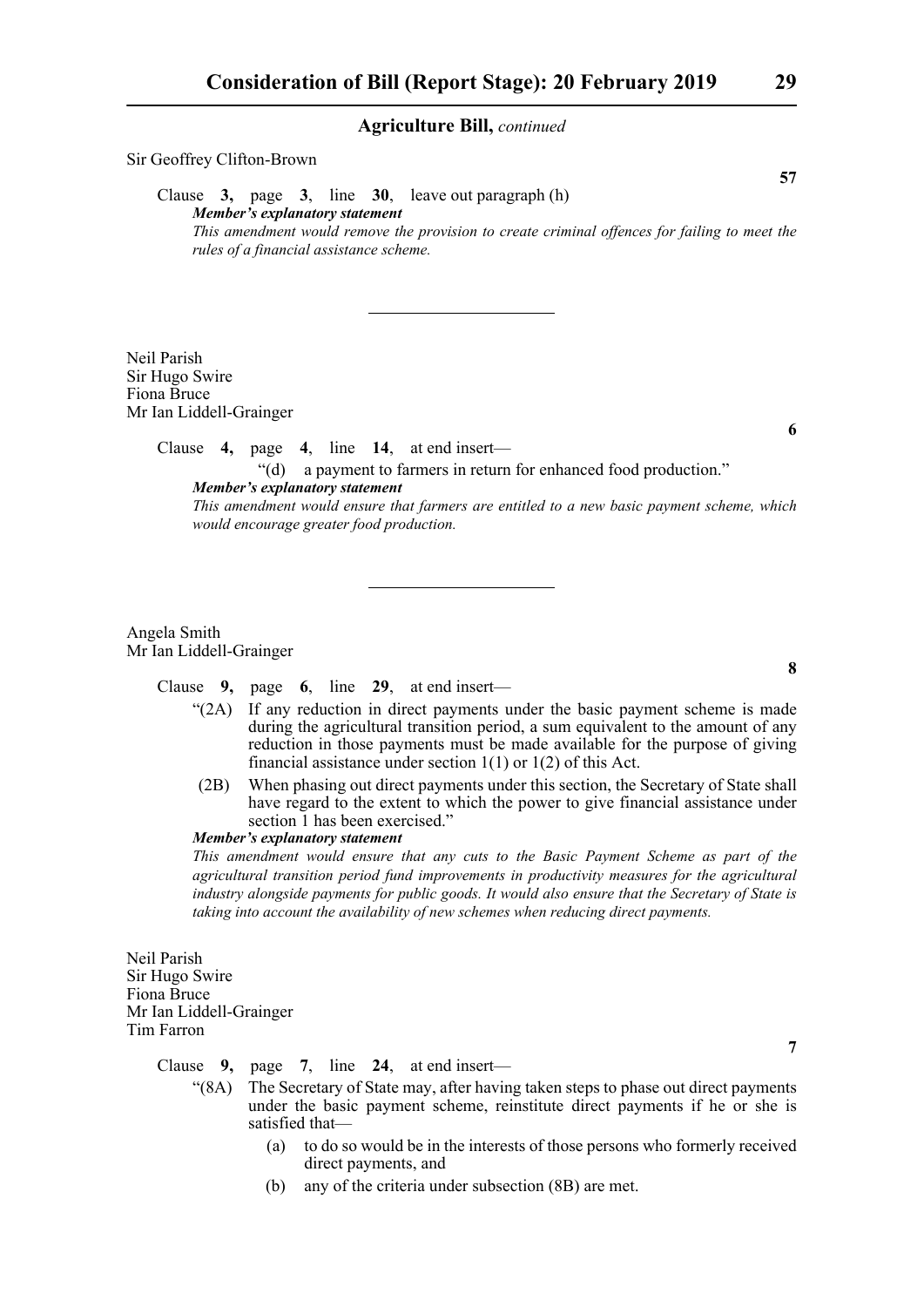Sir Geoffrey Clifton-Brown

**57**

Clause **3,** page **3**, line **30**, leave out paragraph (h)

***Member's explanatory statement***

*This amendment would remove the provision to create criminal offences for failing to meet the rules of a financial assistance scheme.*

---

Neil Parish
Sir Hugo Swire
Fiona Bruce
Mr Ian Liddell-Grainger

**6**

Clause **4,** page **4**, line **14**, at end insert—

"(d) a payment to farmers in return for enhanced food production."

***Member's explanatory statement***

*This amendment would ensure that farmers are entitled to a new basic payment scheme, which would encourage greater food production.*

---

Angela Smith
Mr Ian Liddell-Grainger

**8**

Clause **9,** page **6**, line **29**, at end insert—

"(2A) If any reduction in direct payments under the basic payment scheme is made during the agricultural transition period, a sum equivalent to the amount of any reduction in those payments must be made available for the purpose of giving financial assistance under section 1(1) or 1(2) of this Act.

(2B) When phasing out direct payments under this section, the Secretary of State shall have regard to the extent to which the power to give financial assistance under section 1 has been exercised."

***Member's explanatory statement***

*This amendment would ensure that any cuts to the Basic Payment Scheme as part of the agricultural transition period fund improvements in productivity measures for the agricultural industry alongside payments for public goods. It would also ensure that the Secretary of State is taking into account the availability of new schemes when reducing direct payments.*

Neil Parish
Sir Hugo Swire
Fiona Bruce
Mr Ian Liddell-Grainger
Tim Farron

**7**

Clause **9,** page **7**, line **24**, at end insert—

"(8A) The Secretary of State may, after having taken steps to phase out direct payments under the basic payment scheme, reinstitute direct payments if he or she is satisfied that—

(a) to do so would be in the interests of those persons who formerly received direct payments, and

(b) any of the criteria under subsection (8B) are met.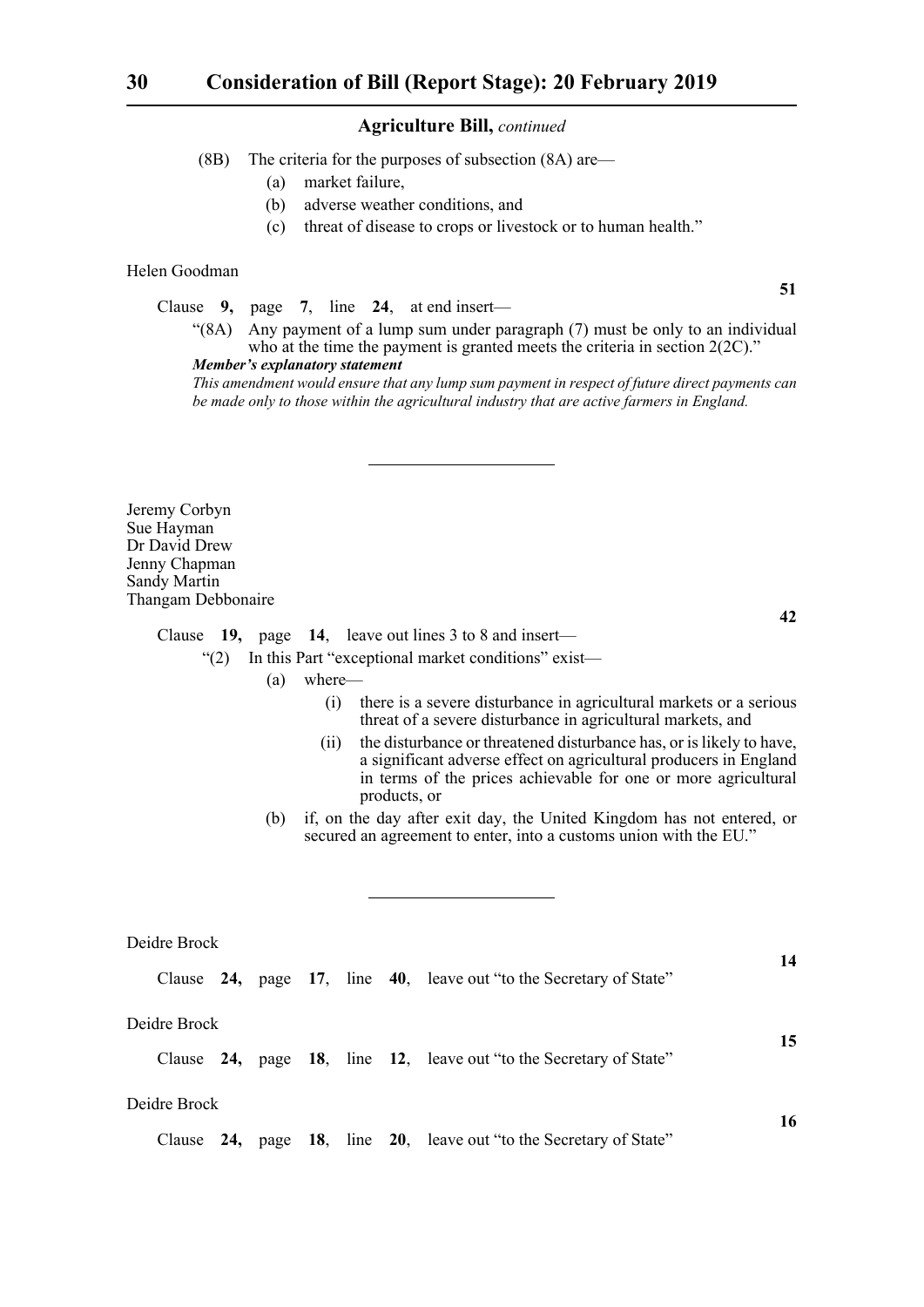(8B) The criteria for the purposes of subsection (8A) are—

(a) market failure,

(b) adverse weather conditions, and

(c) threat of disease to crops or livestock or to human health."

Helen Goodman

**51**

Clause **9**, page **7**, line **24**, at end insert—

"(8A) Any payment of a lump sum under paragraph (7) must be only to an individual who at the time the payment is granted meets the criteria in section 2(2C)."

***Member's explanatory statement***

*This amendment would ensure that any lump sum payment in respect of future direct payments can be made only to those within the agricultural industry that are active farmers in England.*

---

Jeremy Corbyn
Sue Hayman
Dr David Drew
Jenny Chapman
Sandy Martin
Thangam Debbonaire

**42**

Clause **19**, page **14**, leave out lines 3 to 8 and insert—

"(2) In this Part "exceptional market conditions" exist—

(a) where—

(i) there is a severe disturbance in agricultural markets or a serious threat of a severe disturbance in agricultural markets, and

(ii) the disturbance or threatened disturbance has, or is likely to have, a significant adverse effect on agricultural producers in England in terms of the prices achievable for one or more agricultural products, or

(b) if, on the day after exit day, the United Kingdom has not entered, or secured an agreement to enter, into a customs union with the EU."

---

Deidre Brock

**14**

Clause **24**, page **17**, line **40**, leave out "to the Secretary of State"

Deidre Brock

**15**

Clause **24**, page **18**, line **12**, leave out "to the Secretary of State"

Deidre Brock

**16**

Clause **24**, page **18**, line **20**, leave out "to the Secretary of State"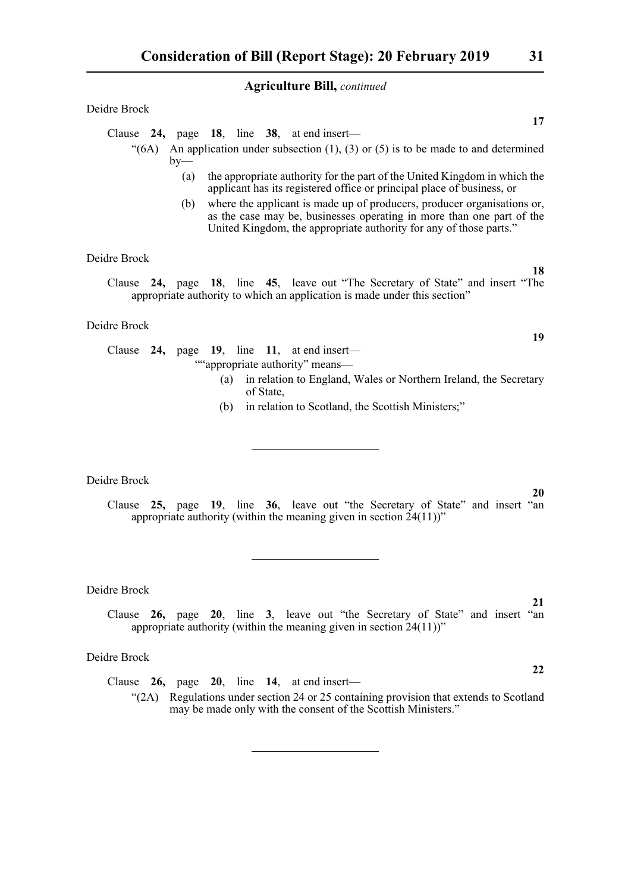**Agriculture Bill,** *continued*

Deidre Brock

**17**

Clause **24,** page **18**, line **38**, at end insert—

"(6A) An application under subsection (1), (3) or (5) is to be made to and determined by—

(a) the appropriate authority for the part of the United Kingdom in which the applicant has its registered office or principal place of business, or

(b) where the applicant is made up of producers, producer organisations or, as the case may be, businesses operating in more than one part of the United Kingdom, the appropriate authority for any of those parts."

Deidre Brock

**18**

Clause **24,** page **18**, line **45**, leave out "The Secretary of State" and insert "The appropriate authority to which an application is made under this section"

Deidre Brock

**19**

Clause **24,** page **19**, line **11**, at end insert—

""appropriate authority" means—

(a) in relation to England, Wales or Northern Ireland, the Secretary of State,

(b) in relation to Scotland, the Scottish Ministers;"

---

Deidre Brock

**20**

Clause **25,** page **19**, line **36**, leave out "the Secretary of State" and insert "an appropriate authority (within the meaning given in section 24(11))"

---

Deidre Brock

**21**

Clause **26,** page **20**, line **3**, leave out "the Secretary of State" and insert "an appropriate authority (within the meaning given in section 24(11))"

Deidre Brock

**22**

Clause **26,** page **20**, line **14**, at end insert—

"(2A) Regulations under section 24 or 25 containing provision that extends to Scotland may be made only with the consent of the Scottish Ministers."

---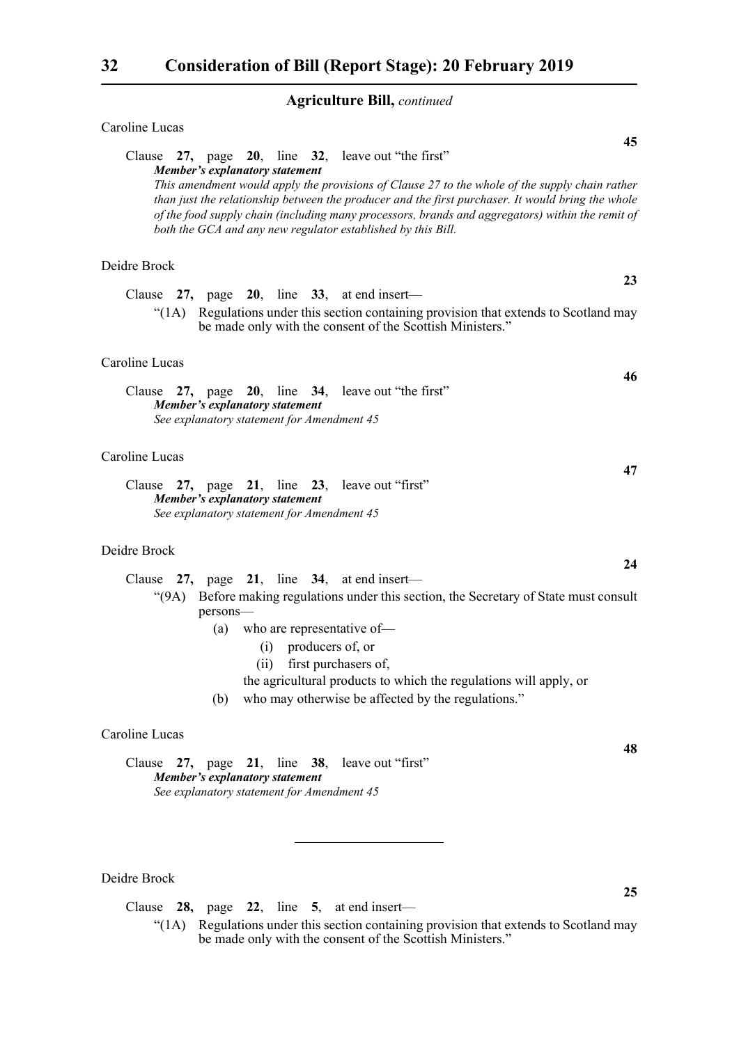## Agriculture Bill, *continued*

Caroline Lucas

**45**

Clause **27,** page **20**, line **32**, leave out "the first"

***Member's explanatory statement***

*This amendment would apply the provisions of Clause 27 to the whole of the supply chain rather than just the relationship between the producer and the first purchaser. It would bring the whole of the food supply chain (including many processors, brands and aggregators) within the remit of both the GCA and any new regulator established by this Bill.*

Deidre Brock

**23**

Clause **27,** page **20**, line **33**, at end insert—

"(1A) Regulations under this section containing provision that extends to Scotland may be made only with the consent of the Scottish Ministers."

Caroline Lucas

**46**

Clause **27,** page **20**, line **34**, leave out "the first"

***Member's explanatory statement***

*See explanatory statement for Amendment 45*

Caroline Lucas

**47**

Clause **27,** page **21**, line **23**, leave out "first"

***Member's explanatory statement***

*See explanatory statement for Amendment 45*

Deidre Brock

**24**

Clause **27,** page **21**, line **34**, at end insert—

"(9A) Before making regulations under this section, the Secretary of State must consult persons—

(a) who are representative of—

(i) producers of, or

(ii) first purchasers of,

the agricultural products to which the regulations will apply, or

(b) who may otherwise be affected by the regulations."

Caroline Lucas

**48**

Clause **27,** page **21**, line **38**, leave out "first"

***Member's explanatory statement***

*See explanatory statement for Amendment 45*

---

Deidre Brock

**25**

Clause **28,** page **22**, line **5**, at end insert—

"(1A) Regulations under this section containing provision that extends to Scotland may be made only with the consent of the Scottish Ministers."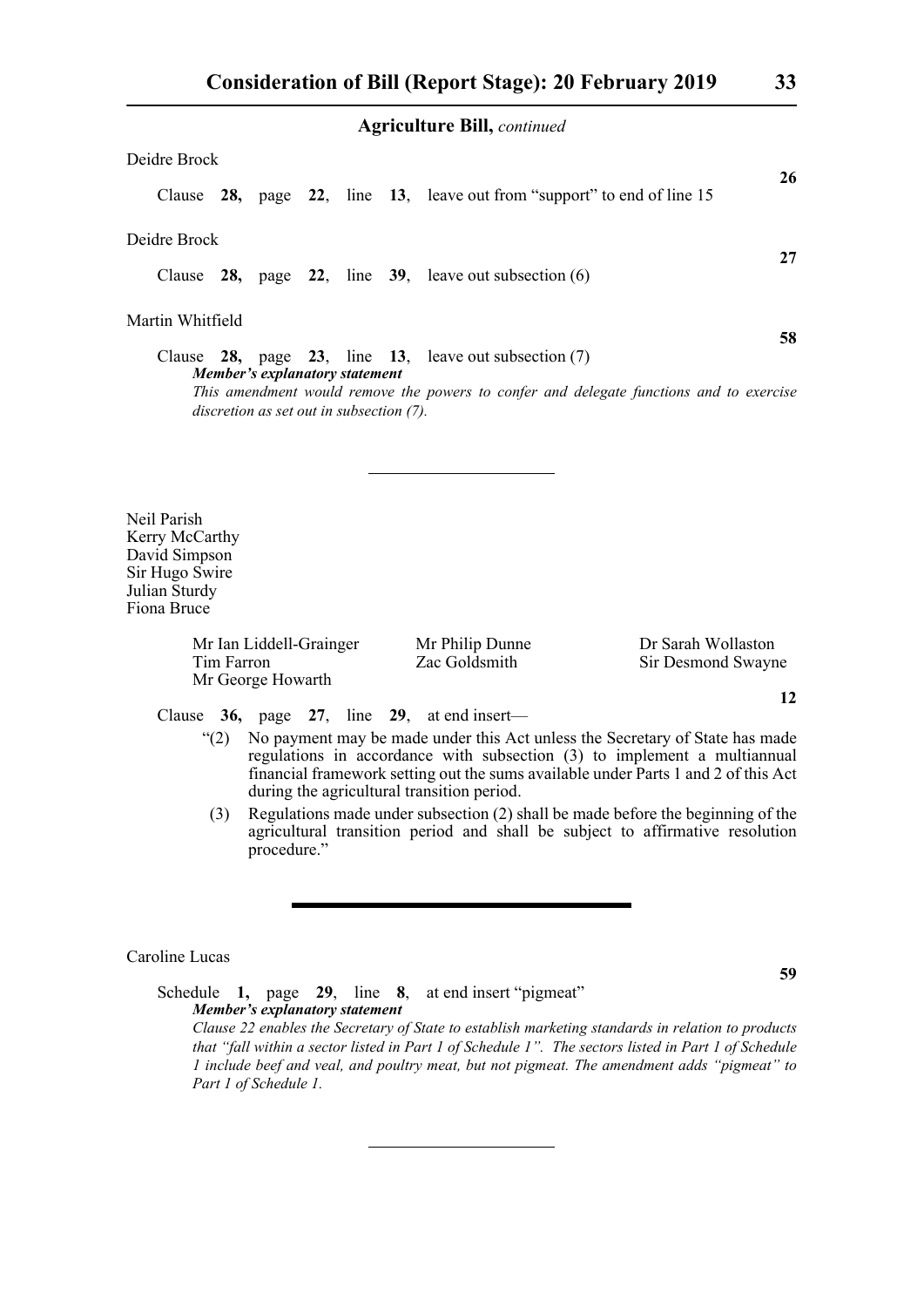**Agriculture Bill,** *continued*

Deidre Brock

**26**

Clause **28,** page **22**, line **13**, leave out from "support" to end of line 15

Deidre Brock

**27**

Clause **28,** page **22**, line **39**, leave out subsection (6)

Martin Whitfield

**58**

Clause **28,** page **23**, line **13**, leave out subsection (7)

***Member's explanatory statement***

*This amendment would remove the powers to confer and delegate functions and to exercise discretion as set out in subsection (7).*

---

Neil Parish
Kerry McCarthy
David Simpson
Sir Hugo Swire
Julian Sturdy
Fiona Bruce

Mr Ian Liddell-Grainger
Tim Farron
Mr George Howarth
Mr Philip Dunne
Zac Goldsmith
Dr Sarah Wollaston
Sir Desmond Swayne

**12**

Clause **36,** page **27**, line **29**, at end insert—

"(2) No payment may be made under this Act unless the Secretary of State has made regulations in accordance with subsection (3) to implement a multiannual financial framework setting out the sums available under Parts 1 and 2 of this Act during the agricultural transition period.

(3) Regulations made under subsection (2) shall be made before the beginning of the agricultural transition period and shall be subject to affirmative resolution procedure."

---

Caroline Lucas

**59**

Schedule **1,** page **29**, line **8**, at end insert "pigmeat"

***Member's explanatory statement***

*Clause 22 enables the Secretary of State to establish marketing standards in relation to products that "fall within a sector listed in Part 1 of Schedule 1". The sectors listed in Part 1 of Schedule 1 include beef and veal, and poultry meat, but not pigmeat. The amendment adds "pigmeat" to Part 1 of Schedule 1.*

---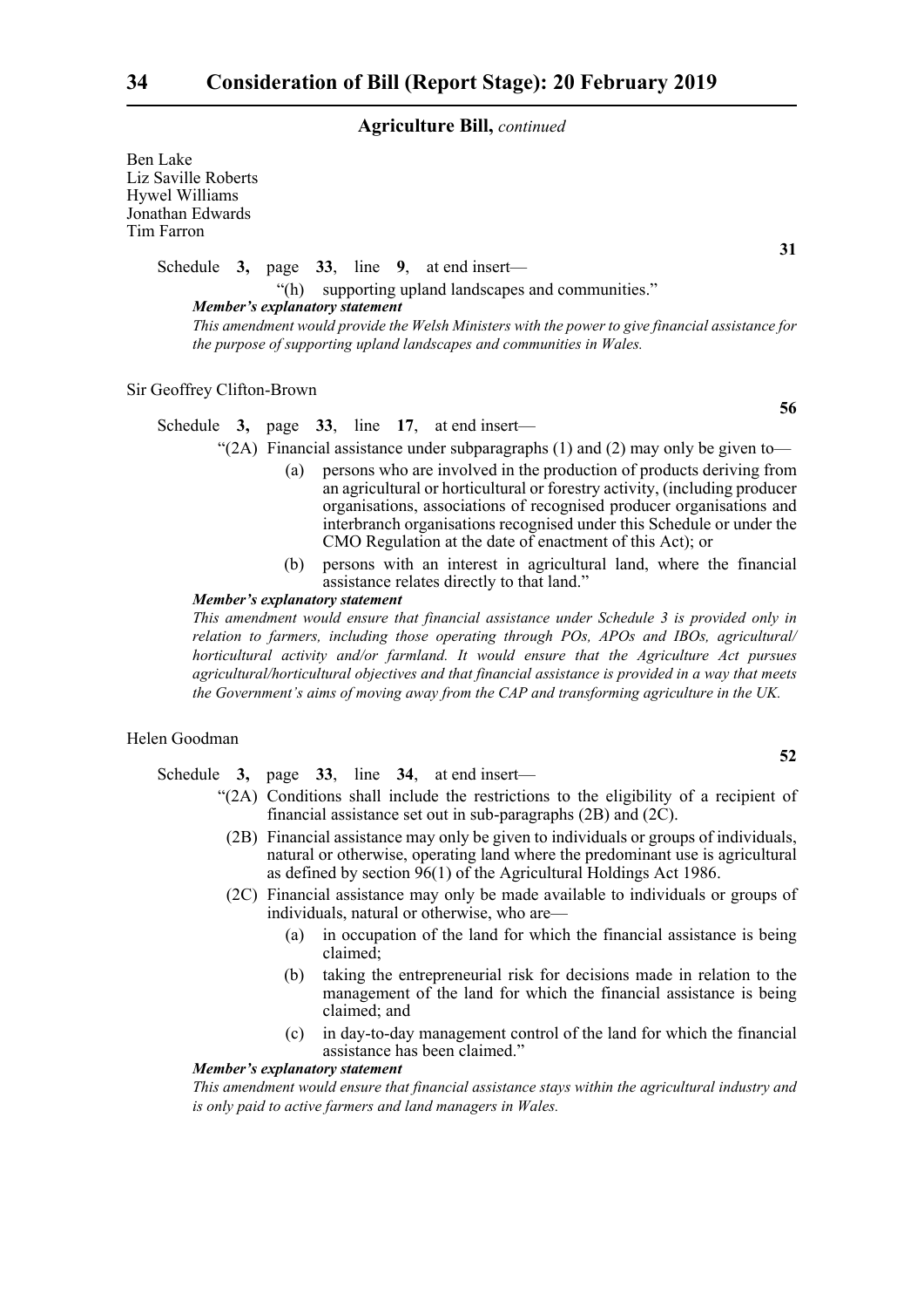**Agriculture Bill,** *continued*

Ben Lake
Liz Saville Roberts
Hywel Williams
Jonathan Edwards
Tim Farron

**31**

Schedule **3,** page **33**, line **9**, at end insert—

"(h) supporting upland landscapes and communities."

***Member's explanatory statement***

*This amendment would provide the Welsh Ministers with the power to give financial assistance for the purpose of supporting upland landscapes and communities in Wales.*

Sir Geoffrey Clifton-Brown

**56**

Schedule **3,** page **33**, line **17**, at end insert—

"(2A) Financial assistance under subparagraphs (1) and (2) may only be given to—

(a) persons who are involved in the production of products deriving from an agricultural or horticultural or forestry activity, (including producer organisations, associations of recognised producer organisations and interbranch organisations recognised under this Schedule or under the CMO Regulation at the date of enactment of this Act); or

(b) persons with an interest in agricultural land, where the financial assistance relates directly to that land."

***Member's explanatory statement***

*This amendment would ensure that financial assistance under Schedule 3 is provided only in relation to farmers, including those operating through POs, APOs and IBOs, agricultural/ horticultural activity and/or farmland. It would ensure that the Agriculture Act pursues agricultural/horticultural objectives and that financial assistance is provided in a way that meets the Government's aims of moving away from the CAP and transforming agriculture in the UK.*

Helen Goodman

**52**

Schedule **3,** page **33**, line **34**, at end insert—

"(2A) Conditions shall include the restrictions to the eligibility of a recipient of financial assistance set out in sub-paragraphs (2B) and (2C).

(2B) Financial assistance may only be given to individuals or groups of individuals, natural or otherwise, operating land where the predominant use is agricultural as defined by section 96(1) of the Agricultural Holdings Act 1986.

(2C) Financial assistance may only be made available to individuals or groups of individuals, natural or otherwise, who are—

(a) in occupation of the land for which the financial assistance is being claimed;

(b) taking the entrepreneurial risk for decisions made in relation to the management of the land for which the financial assistance is being claimed; and

(c) in day-to-day management control of the land for which the financial assistance has been claimed."

***Member's explanatory statement***

*This amendment would ensure that financial assistance stays within the agricultural industry and is only paid to active farmers and land managers in Wales.*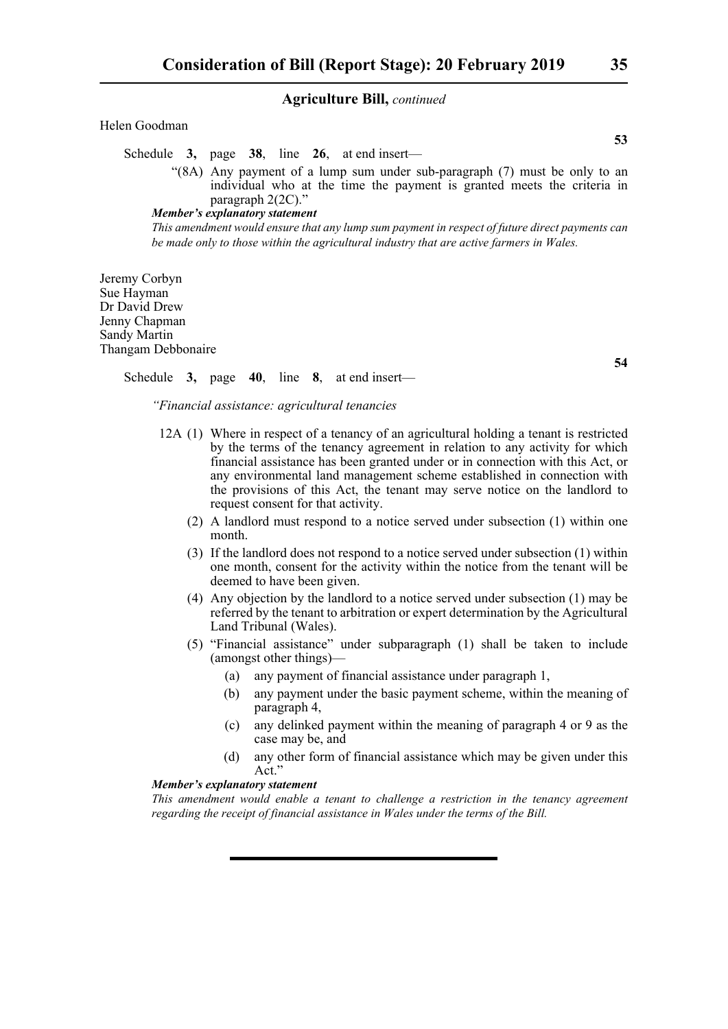**Agriculture Bill,** *continued*

Helen Goodman

**53**

Schedule **3,** page **38**, line **26**, at end insert—

"(8A) Any payment of a lump sum under sub-paragraph (7) must be only to an individual who at the time the payment is granted meets the criteria in paragraph 2(2C)."

***Member's explanatory statement***

*This amendment would ensure that any lump sum payment in respect of future direct payments can be made only to those within the agricultural industry that are active farmers in Wales.*

Jeremy Corbyn
Sue Hayman
Dr David Drew
Jenny Chapman
Sandy Martin
Thangam Debbonaire

**54**

Schedule **3,** page **40**, line **8**, at end insert—

*"Financial assistance: agricultural tenancies*

12A (1) Where in respect of a tenancy of an agricultural holding a tenant is restricted by the terms of the tenancy agreement in relation to any activity for which financial assistance has been granted under or in connection with this Act, or any environmental land management scheme established in connection with the provisions of this Act, the tenant may serve notice on the landlord to request consent for that activity.

(2) A landlord must respond to a notice served under subsection (1) within one month.

(3) If the landlord does not respond to a notice served under subsection (1) within one month, consent for the activity within the notice from the tenant will be deemed to have been given.

(4) Any objection by the landlord to a notice served under subsection (1) may be referred by the tenant to arbitration or expert determination by the Agricultural Land Tribunal (Wales).

(5) "Financial assistance" under subparagraph (1) shall be taken to include (amongst other things)—

(a) any payment of financial assistance under paragraph 1,

(b) any payment under the basic payment scheme, within the meaning of paragraph 4,

(c) any delinked payment within the meaning of paragraph 4 or 9 as the case may be, and

(d) any other form of financial assistance which may be given under this Act."

***Member's explanatory statement***

*This amendment would enable a tenant to challenge a restriction in the tenancy agreement regarding the receipt of financial assistance in Wales under the terms of the Bill.*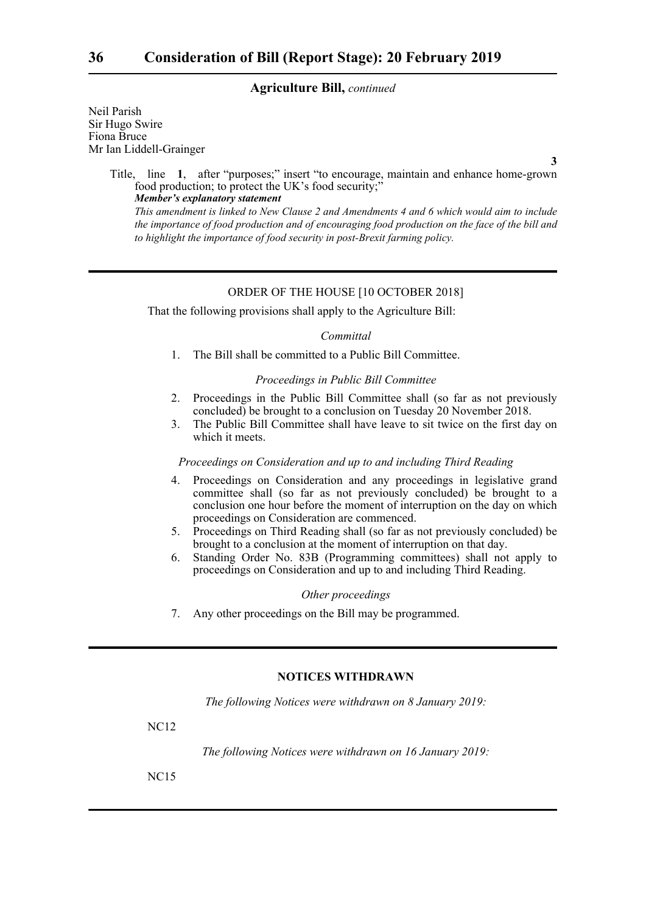**Agriculture Bill,** *continued*

Neil Parish
Sir Hugo Swire
Fiona Bruce
Mr Ian Liddell-Grainger

**3**

Title, line **1**, after "purposes;" insert "to encourage, maintain and enhance home-grown food production; to protect the UK's food security;"

***Member's explanatory statement***

*This amendment is linked to New Clause 2 and Amendments 4 and 6 which would aim to include the importance of food production and of encouraging food production on the face of the bill and to highlight the importance of food security in post-Brexit farming policy.*

---

ORDER OF THE HOUSE [10 OCTOBER 2018]

That the following provisions shall apply to the Agriculture Bill:

*Committal*

1. The Bill shall be committed to a Public Bill Committee.

*Proceedings in Public Bill Committee*

2. Proceedings in the Public Bill Committee shall (so far as not previously concluded) be brought to a conclusion on Tuesday 20 November 2018.
3. The Public Bill Committee shall have leave to sit twice on the first day on which it meets.

*Proceedings on Consideration and up to and including Third Reading*

4. Proceedings on Consideration and any proceedings in legislative grand committee shall (so far as not previously concluded) be brought to a conclusion one hour before the moment of interruption on the day on which proceedings on Consideration are commenced.
5. Proceedings on Third Reading shall (so far as not previously concluded) be brought to a conclusion at the moment of interruption on that day.
6. Standing Order No. 83B (Programming committees) shall not apply to proceedings on Consideration and up to and including Third Reading.

*Other proceedings*

7. Any other proceedings on the Bill may be programmed.

---

**NOTICES WITHDRAWN**

*The following Notices were withdrawn on 8 January 2019:*

NC12

*The following Notices were withdrawn on 16 January 2019:*

NC15